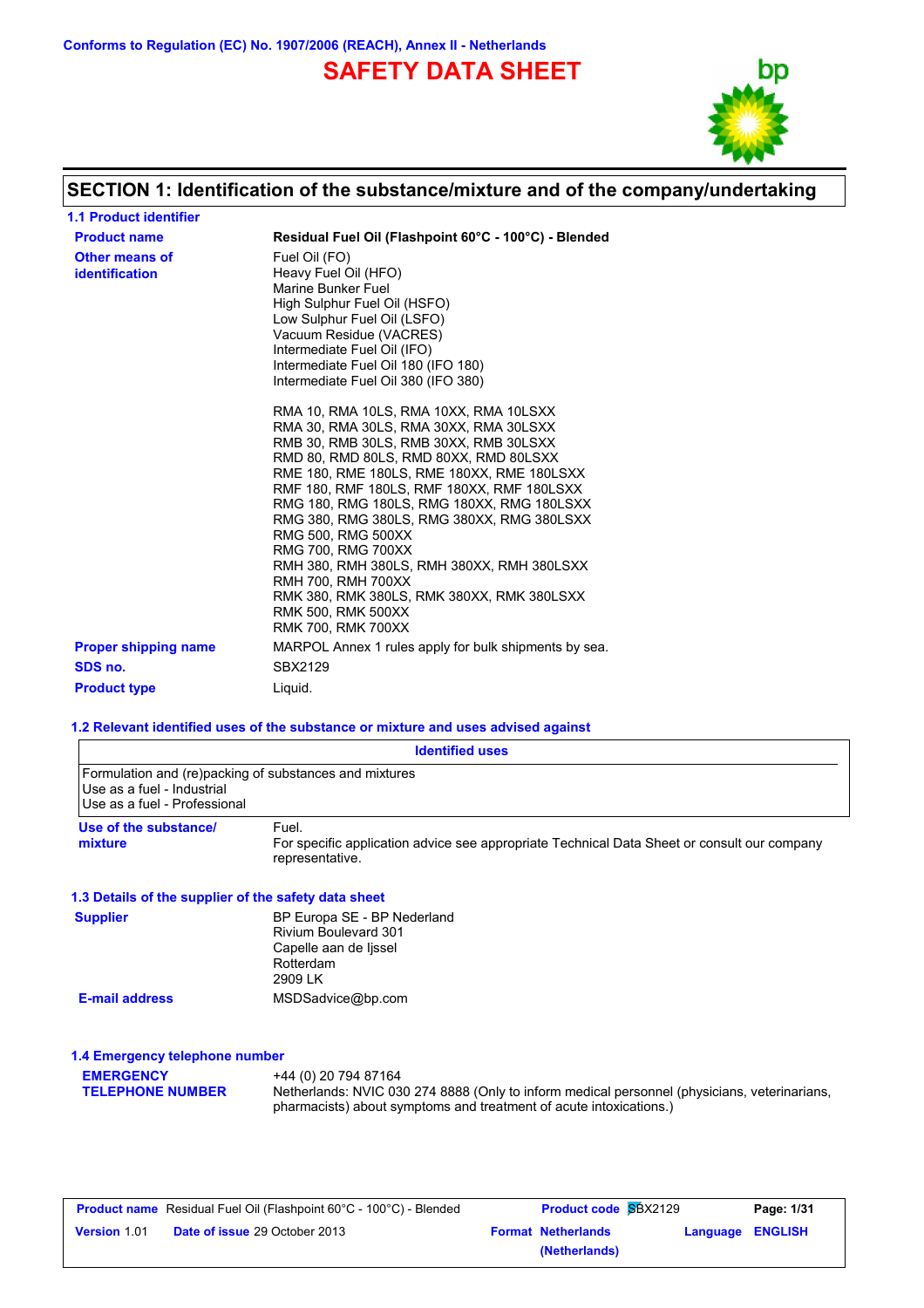Conforms to Regulation (EC) No. 1907/2006 (REACH), Annex II - Netherlands

# SAFETY DATA SHEET

## SECTION 1: Identification of the substance/mixture and of the company/undertaking

### 1.1 Product identifier

**Product name**: **Residual Fuel Oil (Flashpoint 60°C - 100°C) - Blended**

**Other means of identification**:
Fuel Oil (FO)
Heavy Fuel Oil (HFO)
Marine Bunker Fuel
High Sulphur Fuel Oil (HSFO)
Low Sulphur Fuel Oil (LSFO)
Vacuum Residue (VACRES)
Intermediate Fuel Oil (IFO)
Intermediate Fuel Oil 180 (IFO 180)
Intermediate Fuel Oil 380 (IFO 380)

RMA 10, RMA 10LS, RMA 10XX, RMA 10LSXX
RMA 30, RMA 30LS, RMA 30XX, RMA 30LSXX
RMB 30, RMB 30LS, RMB 30XX, RMB 30LSXX
RMD 80, RMD 80LS, RMD 80XX, RMD 80LSXX
RME 180, RME 180LS, RME 180XX, RME 180LSXX
RMF 180, RMF 180LS, RMF 180XX, RMF 180LSXX
RMG 180, RMG 180LS, RMG 180XX, RMG 180LSXX
RMG 380, RMG 380LS, RMG 380XX, RMG 380LSXX
RMG 500, RMG 500XX
RMG 700, RMG 700XX
RMH 380, RMH 380LS, RMH 380XX, RMH 380LSXX
RMH 700, RMH 700XX
RMK 380, RMK 380LS, RMK 380XX, RMK 380LSXX
RMK 500, RMK 500XX
RMK 700, RMK 700XX

**Proper shipping name**: MARPOL Annex 1 rules apply for bulk shipments by sea.

**SDS no.**: SBX2129

**Product type**: Liquid.

### 1.2 Relevant identified uses of the substance or mixture and uses advised against

| Identified uses |
|---|
| Formulation and (re)packing of substances and mixtures |
| Use as a fuel - Industrial |
| Use as a fuel - Professional |

**Use of the substance/mixture**: Fuel.
For specific application advice see appropriate Technical Data Sheet or consult our company representative.

### 1.3 Details of the supplier of the safety data sheet

**Supplier**:
BP Europa SE - BP Nederland
Rivium Boulevard 301
Capelle aan de Ijssel
Rotterdam
2909 LK

**E-mail address**: MSDSadvice@bp.com

### 1.4 Emergency telephone number

**EMERGENCY TELEPHONE NUMBER**:
+44 (0) 20 794 87164
Netherlands: NVIC 030 274 8888 (Only to inform medical personnel (physicians, veterinarians, pharmacists) about symptoms and treatment of acute intoxications.)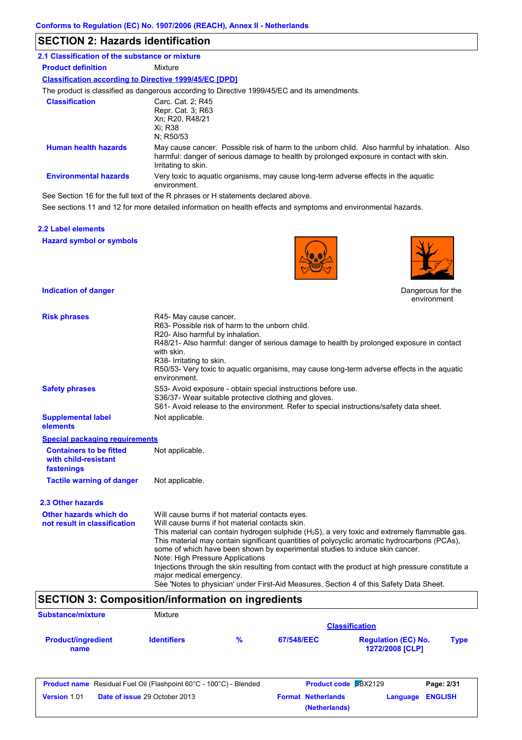Conforms to Regulation (EC) No. 1907/2006 (REACH), Annex II - Netherlands

## SECTION 2: Hazards identification

### 2.1 Classification of the substance or mixture

**Product definition** Mixture

**Classification according to Directive 1999/45/EC [DPD]**

The product is classified as dangerous according to Directive 1999/45/EC and its amendments.

**Classification**
Carc. Cat. 2; R45
Repr. Cat. 3; R63
Xn; R20, R48/21
Xi; R38
N; R50/53

**Human health hazards** May cause cancer. Possible risk of harm to the unborn child. Also harmful by inhalation. Also harmful: danger of serious damage to health by prolonged exposure in contact with skin. Irritating to skin.

**Environmental hazards** Very toxic to aquatic organisms, may cause long-term adverse effects in the aquatic environment.

See Section 16 for the full text of the R phrases or H statements declared above.

See sections 11 and 12 for more detailed information on health effects and symptoms and environmental hazards.

### 2.2 Label elements

**Hazard symbol or symbols**

**Indication of danger** Dangerous for the environment

**Risk phrases**
R45- May cause cancer.
R63- Possible risk of harm to the unborn child.
R20- Also harmful by inhalation.
R48/21- Also harmful: danger of serious damage to health by prolonged exposure in contact with skin.
R38- Irritating to skin.
R50/53- Very toxic to aquatic organisms, may cause long-term adverse effects in the aquatic environment.

**Safety phrases**
S53- Avoid exposure - obtain special instructions before use.
S36/37- Wear suitable protective clothing and gloves.
S61- Avoid release to the environment. Refer to special instructions/safety data sheet.

**Supplemental label elements** Not applicable.

**Special packaging requirements**

**Containers to be fitted with child-resistant fastenings** Not applicable.

**Tactile warning of danger** Not applicable.

### 2.3 Other hazards

**Other hazards which do not result in classification**
Will cause burns if hot material contacts eyes.
Will cause burns if hot material contacts skin.
This material can contain hydrogen sulphide ($H_2S$), a very toxic and extremely flammable gas.
This material may contain significant quantities of polycyclic aromatic hydrocarbons (PCAs), some of which have been shown by experimental studies to induce skin cancer.
Note: High Pressure Applications
Injections through the skin resulting from contact with the product at high pressure constitute a major medical emergency.
See 'Notes to physician' under First-Aid Measures, Section 4 of this Safety Data Sheet.

## SECTION 3: Composition/information on ingredients

**Substance/mixture** Mixture

| Product/ingredient name | Identifiers | % | Classification 67/548/EEC | Regulation (EC) No. 1272/2008 [CLP] | Type |
|---|---|---|---|---|---|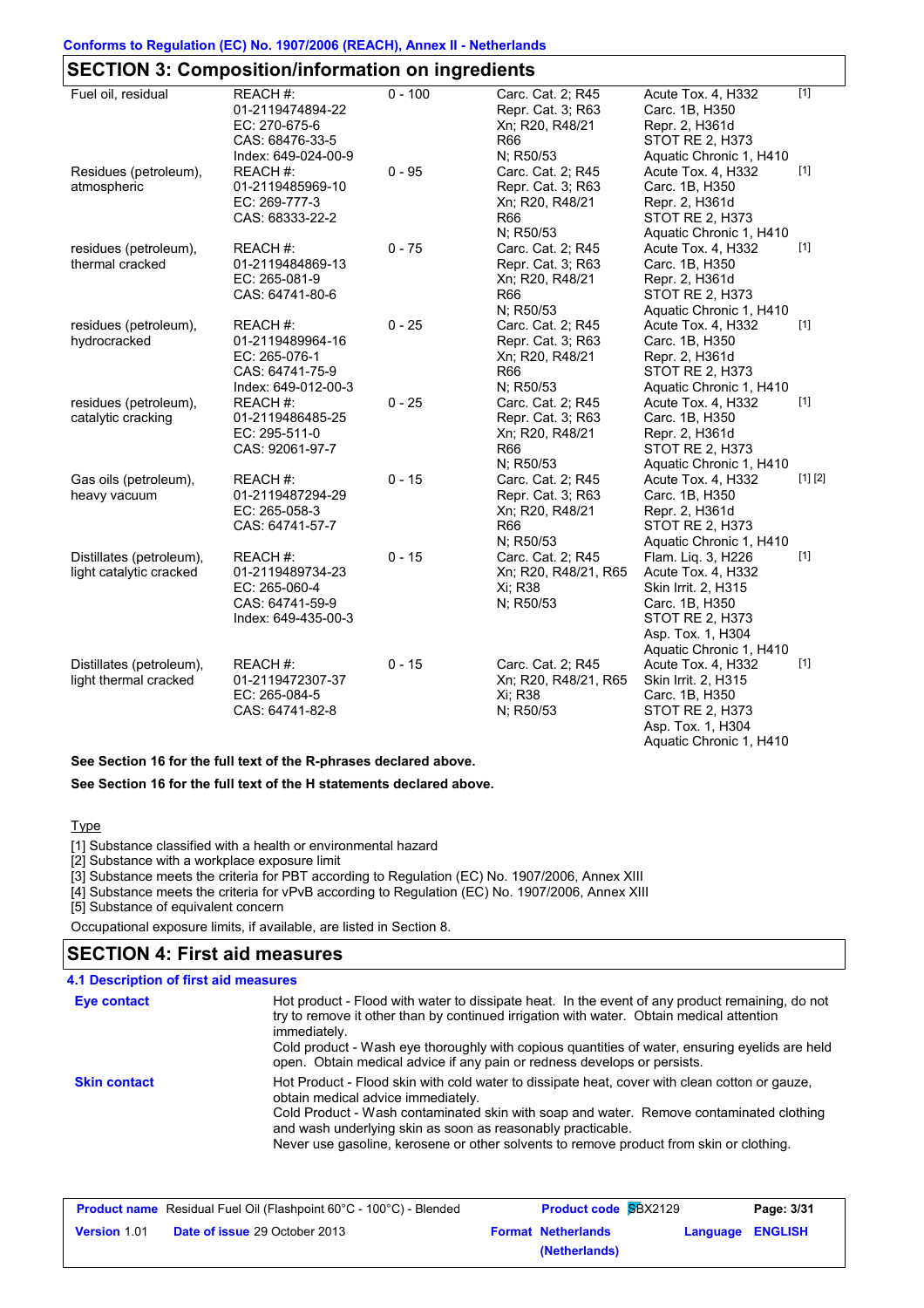Conforms to Regulation (EC) No. 1907/2006 (REACH), Annex II - Netherlands

## SECTION 3: Composition/information on ingredients

| | | | | | |
|---|---|---|---|---|---|
| Fuel oil, residual | REACH #: 01-2119474894-22<br>EC: 270-675-6<br>CAS: 68476-33-5<br>Index: 649-024-00-9 | 0 - 100 | Carc. Cat. 2; R45<br>Repr. Cat. 3; R63<br>Xn; R20, R48/21<br>R66<br>N; R50/53 | Acute Tox. 4, H332<br>Carc. 1B, H350<br>Repr. 2, H361d<br>STOT RE 2, H373<br>Aquatic Chronic 1, H410 | [1] |
| Residues (petroleum), atmospheric | REACH #: 01-2119485969-10<br>EC: 269-777-3<br>CAS: 68333-22-2 | 0 - 95 | Carc. Cat. 2; R45<br>Repr. Cat. 3; R63<br>Xn; R20, R48/21<br>R66<br>N; R50/53 | Acute Tox. 4, H332<br>Carc. 1B, H350<br>Repr. 2, H361d<br>STOT RE 2, H373<br>Aquatic Chronic 1, H410 | [1] |
| residues (petroleum), thermal cracked | REACH #: 01-2119484869-13<br>EC: 265-081-9<br>CAS: 64741-80-6 | 0 - 75 | Carc. Cat. 2; R45<br>Repr. Cat. 3; R63<br>Xn; R20, R48/21<br>R66<br>N; R50/53 | Acute Tox. 4, H332<br>Carc. 1B, H350<br>Repr. 2, H361d<br>STOT RE 2, H373<br>Aquatic Chronic 1, H410 | [1] |
| residues (petroleum), hydrocracked | REACH #: 01-2119489964-16<br>EC: 265-076-1<br>CAS: 64741-75-9<br>Index: 649-012-00-3 | 0 - 25 | Carc. Cat. 2; R45<br>Repr. Cat. 3; R63<br>Xn; R20, R48/21<br>R66<br>N; R50/53 | Acute Tox. 4, H332<br>Carc. 1B, H350<br>Repr. 2, H361d<br>STOT RE 2, H373<br>Aquatic Chronic 1, H410 | [1] |
| residues (petroleum), catalytic cracking | REACH #: 01-2119486485-25<br>EC: 295-511-0<br>CAS: 92061-97-7 | 0 - 25 | Carc. Cat. 2; R45<br>Repr. Cat. 3; R63<br>Xn; R20, R48/21<br>R66<br>N; R50/53 | Acute Tox. 4, H332<br>Carc. 1B, H350<br>Repr. 2, H361d<br>STOT RE 2, H373<br>Aquatic Chronic 1, H410 | [1] |
| Gas oils (petroleum), heavy vacuum | REACH #: 01-2119487294-29<br>EC: 265-058-3<br>CAS: 64741-57-7 | 0 - 15 | Carc. Cat. 2; R45<br>Repr. Cat. 3; R63<br>Xn; R20, R48/21<br>R66<br>N; R50/53 | Acute Tox. 4, H332<br>Carc. 1B, H350<br>Repr. 2, H361d<br>STOT RE 2, H373<br>Aquatic Chronic 1, H410 | [1] [2] |
| Distillates (petroleum), light catalytic cracked | REACH #: 01-2119489734-23<br>EC: 265-060-4<br>CAS: 64741-59-9<br>Index: 649-435-00-3 | 0 - 15 | Carc. Cat. 2; R45<br>Xn; R20, R48/21, R65<br>Xi; R38<br>N; R50/53 | Flam. Liq. 3, H226<br>Acute Tox. 4, H332<br>Skin Irrit. 2, H315<br>Carc. 1B, H350<br>STOT RE 2, H373<br>Asp. Tox. 1, H304<br>Aquatic Chronic 1, H410 | [1] |
| Distillates (petroleum), light thermal cracked | REACH #: 01-2119472307-37<br>EC: 265-084-5<br>CAS: 64741-82-8 | 0 - 15 | Carc. Cat. 2; R45<br>Xn; R20, R48/21, R65<br>Xi; R38<br>N; R50/53 | Acute Tox. 4, H332<br>Skin Irrit. 2, H315<br>Carc. 1B, H350<br>STOT RE 2, H373<br>Asp. Tox. 1, H304<br>Aquatic Chronic 1, H410 | [1] |

**See Section 16 for the full text of the R-phrases declared above.**

**See Section 16 for the full text of the H statements declared above.**

Type

[1] Substance classified with a health or environmental hazard
[2] Substance with a workplace exposure limit
[3] Substance meets the criteria for PBT according to Regulation (EC) No. 1907/2006, Annex XIII
[4] Substance meets the criteria for vPvB according to Regulation (EC) No. 1907/2006, Annex XIII
[5] Substance of equivalent concern

Occupational exposure limits, if available, are listed in Section 8.

## SECTION 4: First aid measures

### 4.1 Description of first aid measures

**Eye contact**

Hot product - Flood with water to dissipate heat. In the event of any product remaining, do not try to remove it other than by continued irrigation with water. Obtain medical attention immediately.
Cold product - Wash eye thoroughly with copious quantities of water, ensuring eyelids are held open. Obtain medical advice if any pain or redness develops or persists.

**Skin contact**

Hot Product - Flood skin with cold water to dissipate heat, cover with clean cotton or gauze, obtain medical advice immediately.
Cold Product - Wash contaminated skin with soap and water. Remove contaminated clothing and wash underlying skin as soon as reasonably practicable.
Never use gasoline, kerosene or other solvents to remove product from skin or clothing.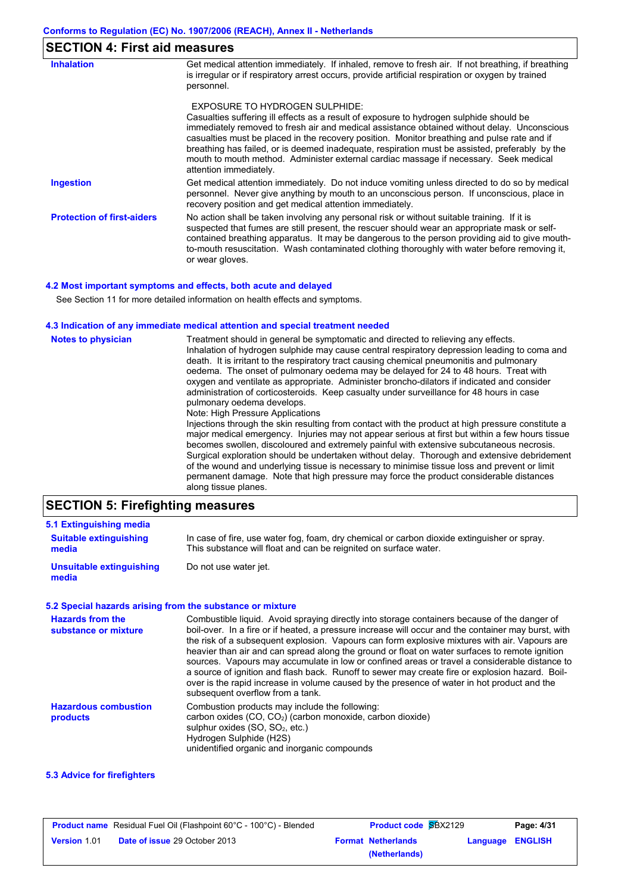## SECTION 4: First aid measures

**Inhalation**

Get medical attention immediately. If inhaled, remove to fresh air. If not breathing, if breathing is irregular or if respiratory arrest occurs, provide artificial respiration or oxygen by trained personnel.

EXPOSURE TO HYDROGEN SULPHIDE:
Casualties suffering ill effects as a result of exposure to hydrogen sulphide should be immediately removed to fresh air and medical assistance obtained without delay. Unconscious casualties must be placed in the recovery position. Monitor breathing and pulse rate and if breathing has failed, or is deemed inadequate, respiration must be assisted, preferably by the mouth to mouth method. Administer external cardiac massage if necessary. Seek medical attention immediately.

**Ingestion**

Get medical attention immediately. Do not induce vomiting unless directed to do so by medical personnel. Never give anything by mouth to an unconscious person. If unconscious, place in recovery position and get medical attention immediately.

**Protection of first-aiders**

No action shall be taken involving any personal risk or without suitable training. If it is suspected that fumes are still present, the rescuer should wear an appropriate mask or self-contained breathing apparatus. It may be dangerous to the person providing aid to give mouth-to-mouth resuscitation. Wash contaminated clothing thoroughly with water before removing it, or wear gloves.

### 4.2 Most important symptoms and effects, both acute and delayed

See Section 11 for more detailed information on health effects and symptoms.

### 4.3 Indication of any immediate medical attention and special treatment needed

**Notes to physician**

Treatment should in general be symptomatic and directed to relieving any effects. Inhalation of hydrogen sulphide may cause central respiratory depression leading to coma and death. It is irritant to the respiratory tract causing chemical pneumonitis and pulmonary oedema. The onset of pulmonary oedema may be delayed for 24 to 48 hours. Treat with oxygen and ventilate as appropriate. Administer broncho-dilators if indicated and consider administration of corticosteroids. Keep casualty under surveillance for 48 hours in case pulmonary oedema develops.
Note: High Pressure Applications
Injections through the skin resulting from contact with the product at high pressure constitute a major medical emergency. Injuries may not appear serious at first but within a few hours tissue becomes swollen, discoloured and extremely painful with extensive subcutaneous necrosis. Surgical exploration should be undertaken without delay. Thorough and extensive debridement of the wound and underlying tissue is necessary to minimise tissue loss and prevent or limit permanent damage. Note that high pressure may force the product considerable distances along tissue planes.

## SECTION 5: Firefighting measures

### 5.1 Extinguishing media

**Suitable extinguishing media**

In case of fire, use water fog, foam, dry chemical or carbon dioxide extinguisher or spray. This substance will float and can be reignited on surface water.

**Unsuitable extinguishing media**

Do not use water jet.

### 5.2 Special hazards arising from the substance or mixture

**Hazards from the substance or mixture**

Combustible liquid. Avoid spraying directly into storage containers because of the danger of boil-over. In a fire or if heated, a pressure increase will occur and the container may burst, with the risk of a subsequent explosion. Vapours can form explosive mixtures with air. Vapours are heavier than air and can spread along the ground or float on water surfaces to remote ignition sources. Vapours may accumulate in low or confined areas or travel a considerable distance to a source of ignition and flash back. Runoff to sewer may create fire or explosion hazard. Boil-over is the rapid increase in volume caused by the presence of water in hot product and the subsequent overflow from a tank.

**Hazardous combustion products**

Combustion products may include the following:
carbon oxides (CO, $CO_2$) (carbon monoxide, carbon dioxide)
sulphur oxides (SO, $SO_2$, etc.)
Hydrogen Sulphide (H2S)
unidentified organic and inorganic compounds

### 5.3 Advice for firefighters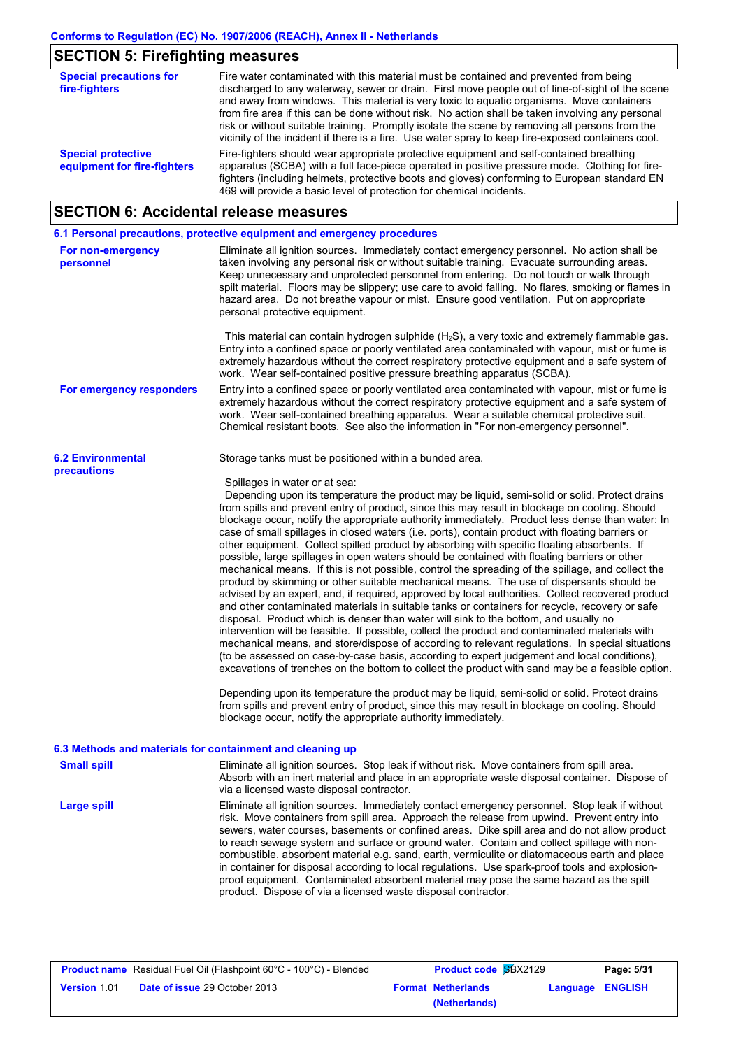## SECTION 5: Firefighting measures

**Special precautions for fire-fighters**
Fire water contaminated with this material must be contained and prevented from being discharged to any waterway, sewer or drain. First move people out of line-of-sight of the scene and away from windows. This material is very toxic to aquatic organisms. Move containers from fire area if this can be done without risk. No action shall be taken involving any personal risk or without suitable training. Promptly isolate the scene by removing all persons from the vicinity of the incident if there is a fire. Use water spray to keep fire-exposed containers cool.

**Special protective equipment for fire-fighters**
Fire-fighters should wear appropriate protective equipment and self-contained breathing apparatus (SCBA) with a full face-piece operated in positive pressure mode. Clothing for fire-fighters (including helmets, protective boots and gloves) conforming to European standard EN 469 will provide a basic level of protection for chemical incidents.

## SECTION 6: Accidental release measures

### 6.1 Personal precautions, protective equipment and emergency procedures

**For non-emergency personnel**
Eliminate all ignition sources. Immediately contact emergency personnel. No action shall be taken involving any personal risk or without suitable training. Evacuate surrounding areas. Keep unnecessary and unprotected personnel from entering. Do not touch or walk through spilt material. Floors may be slippery; use care to avoid falling. No flares, smoking or flames in hazard area. Do not breathe vapour or mist. Ensure good ventilation. Put on appropriate personal protective equipment.

This material can contain hydrogen sulphide ($H_2S$), a very toxic and extremely flammable gas. Entry into a confined space or poorly ventilated area contaminated with vapour, mist or fume is extremely hazardous without the correct respiratory protective equipment and a safe system of work. Wear self-contained positive pressure breathing apparatus (SCBA).

**For emergency responders**
Entry into a confined space or poorly ventilated area contaminated with vapour, mist or fume is extremely hazardous without the correct respiratory protective equipment and a safe system of work. Wear self-contained breathing apparatus. Wear a suitable chemical protective suit. Chemical resistant boots. See also the information in "For non-emergency personnel".

### 6.2 Environmental precautions

Storage tanks must be positioned within a bunded area.

Spillages in water or at sea:
Depending upon its temperature the product may be liquid, semi-solid or solid. Protect drains from spills and prevent entry of product, since this may result in blockage on cooling. Should blockage occur, notify the appropriate authority immediately. Product less dense than water: In case of small spillages in closed waters (i.e. ports), contain product with floating barriers or other equipment. Collect spilled product by absorbing with specific floating absorbents. If possible, large spillages in open waters should be contained with floating barriers or other mechanical means. If this is not possible, control the spreading of the spillage, and collect the product by skimming or other suitable mechanical means. The use of dispersants should be advised by an expert, and, if required, approved by local authorities. Collect recovered product and other contaminated materials in suitable tanks or containers for recycle, recovery or safe disposal. Product which is denser than water will sink to the bottom, and usually no intervention will be feasible. If possible, collect the product and contaminated materials with mechanical means, and store/dispose of according to relevant regulations. In special situations (to be assessed on case-by-case basis, according to expert judgement and local conditions), excavations of trenches on the bottom to collect the product with sand may be a feasible option.

Depending upon its temperature the product may be liquid, semi-solid or solid. Protect drains from spills and prevent entry of product, since this may result in blockage on cooling. Should blockage occur, notify the appropriate authority immediately.

### 6.3 Methods and materials for containment and cleaning up

**Small spill**
Eliminate all ignition sources. Stop leak if without risk. Move containers from spill area. Absorb with an inert material and place in an appropriate waste disposal container. Dispose of via a licensed waste disposal contractor.

**Large spill**
Eliminate all ignition sources. Immediately contact emergency personnel. Stop leak if without risk. Move containers from spill area. Approach the release from upwind. Prevent entry into sewers, water courses, basements or confined areas. Dike spill area and do not allow product to reach sewage system and surface or ground water. Contain and collect spillage with non-combustible, absorbent material e.g. sand, earth, vermiculite or diatomaceous earth and place in container for disposal according to local regulations. Use spark-proof tools and explosion-proof equipment. Contaminated absorbent material may pose the same hazard as the spilt product. Dispose of via a licensed waste disposal contractor.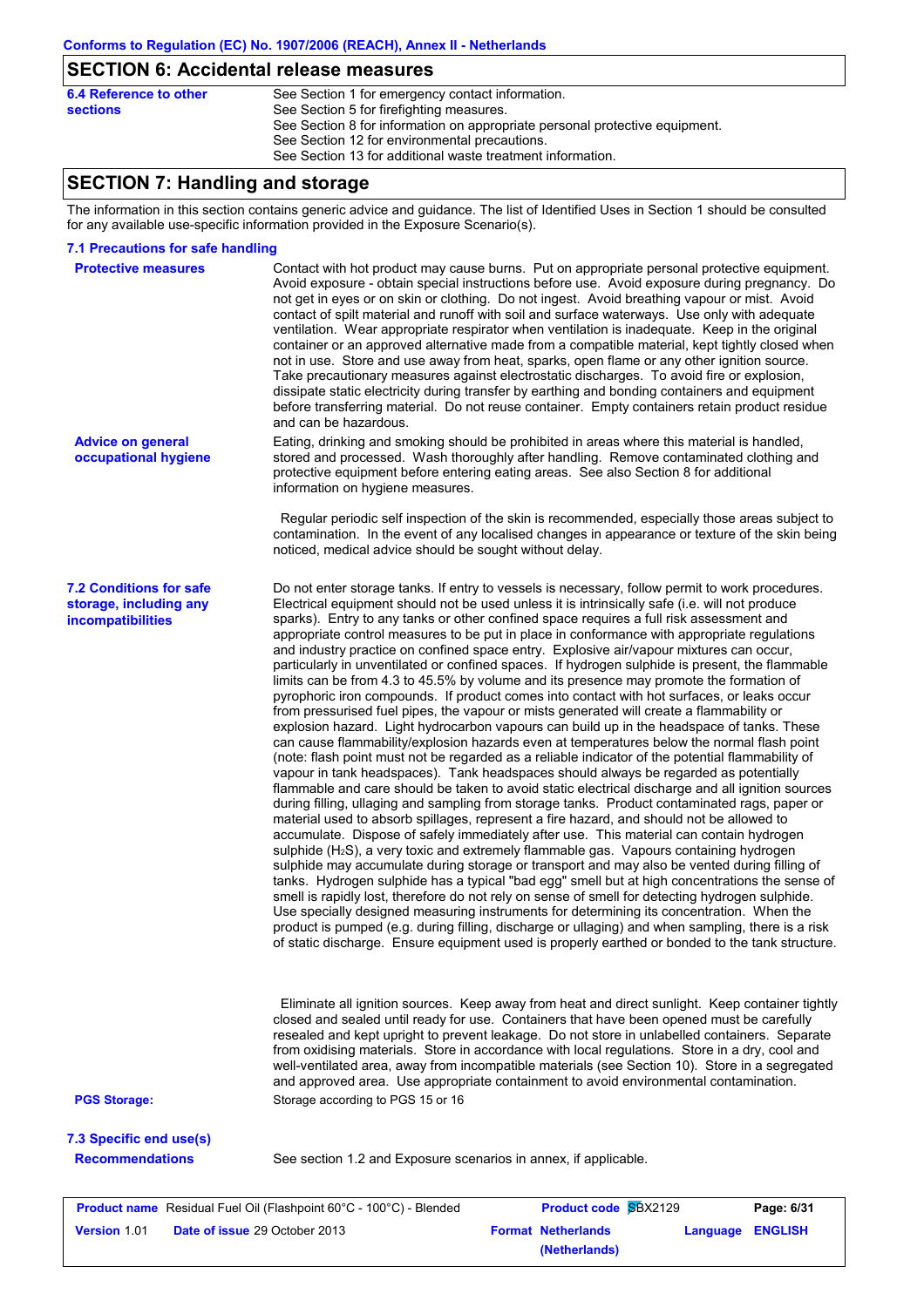## SECTION 6: Accidental release measures

**6.4 Reference to other sections**

See Section 1 for emergency contact information.
See Section 5 for firefighting measures.
See Section 8 for information on appropriate personal protective equipment.
See Section 12 for environmental precautions.
See Section 13 for additional waste treatment information.

## SECTION 7: Handling and storage

The information in this section contains generic advice and guidance. The list of Identified Uses in Section 1 should be consulted for any available use-specific information provided in the Exposure Scenario(s).

### 7.1 Precautions for safe handling

**Protective measures**

Contact with hot product may cause burns. Put on appropriate personal protective equipment. Avoid exposure - obtain special instructions before use. Avoid exposure during pregnancy. Do not get in eyes or on skin or clothing. Do not ingest. Avoid breathing vapour or mist. Avoid contact of spilt material and runoff with soil and surface waterways. Use only with adequate ventilation. Wear appropriate respirator when ventilation is inadequate. Keep in the original container or an approved alternative made from a compatible material, kept tightly closed when not in use. Store and use away from heat, sparks, open flame or any other ignition source. Take precautionary measures against electrostatic discharges. To avoid fire or explosion, dissipate static electricity during transfer by earthing and bonding containers and equipment before transferring material. Do not reuse container. Empty containers retain product residue and can be hazardous.

**Advice on general occupational hygiene**

Eating, drinking and smoking should be prohibited in areas where this material is handled, stored and processed. Wash thoroughly after handling. Remove contaminated clothing and protective equipment before entering eating areas. See also Section 8 for additional information on hygiene measures.

Regular periodic self inspection of the skin is recommended, especially those areas subject to contamination. In the event of any localised changes in appearance or texture of the skin being noticed, medical advice should be sought without delay.

### 7.2 Conditions for safe storage, including any incompatibilities

Do not enter storage tanks. If entry to vessels is necessary, follow permit to work procedures. Electrical equipment should not be used unless it is intrinsically safe (i.e. will not produce sparks). Entry to any tanks or other confined space requires a full risk assessment and appropriate control measures to be put in place in conformance with appropriate regulations and industry practice on confined space entry. Explosive air/vapour mixtures can occur, particularly in unventilated or confined spaces. If hydrogen sulphide is present, the flammable limits can be from 4.3 to 45.5% by volume and its presence may promote the formation of pyrophoric iron compounds. If product comes into contact with hot surfaces, or leaks occur from pressurised fuel pipes, the vapour or mists generated will create a flammability or explosion hazard. Light hydrocarbon vapours can build up in the headspace of tanks. These can cause flammability/explosion hazards even at temperatures below the normal flash point (note: flash point must not be regarded as a reliable indicator of the potential flammability of vapour in tank headspaces). Tank headspaces should always be regarded as potentially flammable and care should be taken to avoid static electrical discharge and all ignition sources during filling, ullaging and sampling from storage tanks. Product contaminated rags, paper or material used to absorb spillages, represent a fire hazard, and should not be allowed to accumulate. Dispose of safely immediately after use. This material can contain hydrogen sulphide ($H_2S$), a very toxic and extremely flammable gas. Vapours containing hydrogen sulphide may accumulate during storage or transport and may also be vented during filling of tanks. Hydrogen sulphide has a typical "bad egg" smell but at high concentrations the sense of smell is rapidly lost, therefore do not rely on sense of smell for detecting hydrogen sulphide. Use specially designed measuring instruments for determining its concentration. When the product is pumped (e.g. during filling, discharge or ullaging) and when sampling, there is a risk of static discharge. Ensure equipment used is properly earthed or bonded to the tank structure.

Eliminate all ignition sources. Keep away from heat and direct sunlight. Keep container tightly closed and sealed until ready for use. Containers that have been opened must be carefully resealed and kept upright to prevent leakage. Do not store in unlabelled containers. Separate from oxidising materials. Store in accordance with local regulations. Store in a dry, cool and well-ventilated area, away from incompatible materials (see Section 10). Store in a segregated and approved area. Use appropriate containment to avoid environmental contamination.

**PGS Storage:** Storage according to PGS 15 or 16

### 7.3 Specific end use(s)

**Recommendations**

See section 1.2 and Exposure scenarios in annex, if applicable.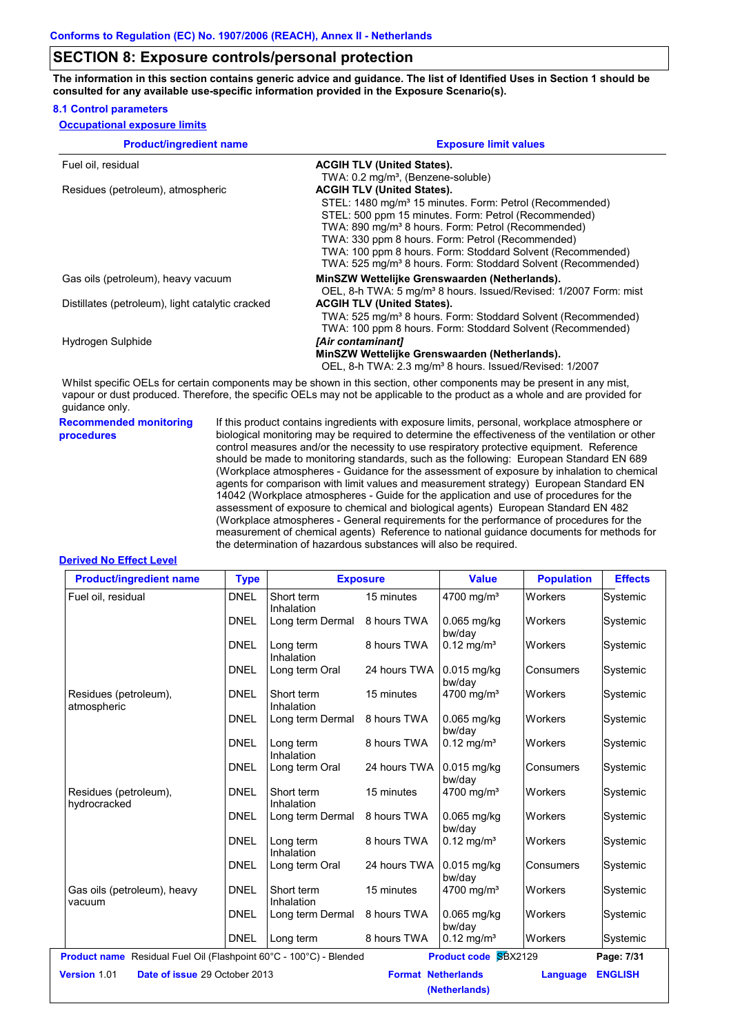Conforms to Regulation (EC) No. 1907/2006 (REACH), Annex II - Netherlands

## SECTION 8: Exposure controls/personal protection

**The information in this section contains generic advice and guidance. The list of Identified Uses in Section 1 should be consulted for any available use-specific information provided in the Exposure Scenario(s).**

### 8.1 Control parameters

**Occupational exposure limits**

| Product/ingredient name | Exposure limit values |
|---|---|
| Fuel oil, residual | **ACGIH TLV (United States).**<br>TWA: 0.2 mg/m³, (Benzene-soluble) |
| Residues (petroleum), atmospheric | **ACGIH TLV (United States).**<br>STEL: 1480 mg/m³ 15 minutes. Form: Petrol (Recommended)<br>STEL: 500 ppm 15 minutes. Form: Petrol (Recommended)<br>TWA: 890 mg/m³ 8 hours. Form: Petrol (Recommended)<br>TWA: 330 ppm 8 hours. Form: Petrol (Recommended)<br>TWA: 100 ppm 8 hours. Form: Stoddard Solvent (Recommended)<br>TWA: 525 mg/m³ 8 hours. Form: Stoddard Solvent (Recommended) |
| Gas oils (petroleum), heavy vacuum | **MinSZW Wettelijke Grenswaarden (Netherlands).**<br>OEL, 8-h TWA: 5 mg/m³ 8 hours. Issued/Revised: 1/2007 Form: mist |
| Distillates (petroleum), light catalytic cracked | **ACGIH TLV (United States).**<br>TWA: 525 mg/m³ 8 hours. Form: Stoddard Solvent (Recommended)<br>TWA: 100 ppm 8 hours. Form: Stoddard Solvent (Recommended) |
| Hydrogen Sulphide | ***[Air contaminant]***<br>**MinSZW Wettelijke Grenswaarden (Netherlands).**<br>OEL, 8-h TWA: 2.3 mg/m³ 8 hours. Issued/Revised: 1/2007 |

Whilst specific OELs for certain components may be shown in this section, other components may be present in any mist, vapour or dust produced. Therefore, the specific OELs may not be applicable to the product as a whole and are provided for guidance only.

**Recommended monitoring procedures**

If this product contains ingredients with exposure limits, personal, workplace atmosphere or biological monitoring may be required to determine the effectiveness of the ventilation or other control measures and/or the necessity to use respiratory protective equipment. Reference should be made to monitoring standards, such as the following: European Standard EN 689 (Workplace atmospheres - Guidance for the assessment of exposure by inhalation to chemical agents for comparison with limit values and measurement strategy) European Standard EN 14042 (Workplace atmospheres - Guide for the application and use of procedures for the assessment of exposure to chemical and biological agents) European Standard EN 482 (Workplace atmospheres - General requirements for the performance of procedures for the measurement of chemical agents) Reference to national guidance documents for methods for the determination of hazardous substances will also be required.

**Derived No Effect Level**

| Product/ingredient name | Type | Exposure | | Value | Population | Effects |
|---|---|---|---|---|---|---|
| Fuel oil, residual | DNEL | Short term Inhalation | 15 minutes | 4700 mg/m³ | Workers | Systemic |
| | DNEL | Long term Dermal | 8 hours TWA | 0.065 mg/kg bw/day | Workers | Systemic |
| | DNEL | Long term Inhalation | 8 hours TWA | 0.12 mg/m³ | Workers | Systemic |
| | DNEL | Long term Oral | 24 hours TWA | 0.015 mg/kg bw/day | Consumers | Systemic |
| Residues (petroleum), atmospheric | DNEL | Short term Inhalation | 15 minutes | 4700 mg/m³ | Workers | Systemic |
| | DNEL | Long term Dermal | 8 hours TWA | 0.065 mg/kg bw/day | Workers | Systemic |
| | DNEL | Long term Inhalation | 8 hours TWA | 0.12 mg/m³ | Workers | Systemic |
| | DNEL | Long term Oral | 24 hours TWA | 0.015 mg/kg bw/day | Consumers | Systemic |
| Residues (petroleum), hydrocracked | DNEL | Short term Inhalation | 15 minutes | 4700 mg/m³ | Workers | Systemic |
| | DNEL | Long term Dermal | 8 hours TWA | 0.065 mg/kg bw/day | Workers | Systemic |
| | DNEL | Long term Inhalation | 8 hours TWA | 0.12 mg/m³ | Workers | Systemic |
| | DNEL | Long term Oral | 24 hours TWA | 0.015 mg/kg bw/day | Consumers | Systemic |
| Gas oils (petroleum), heavy vacuum | DNEL | Short term Inhalation | 15 minutes | 4700 mg/m³ | Workers | Systemic |
| | DNEL | Long term Dermal | 8 hours TWA | 0.065 mg/kg bw/day | Workers | Systemic |
| | DNEL | Long term | 8 hours TWA | 0.12 mg/m³ | Workers | Systemic |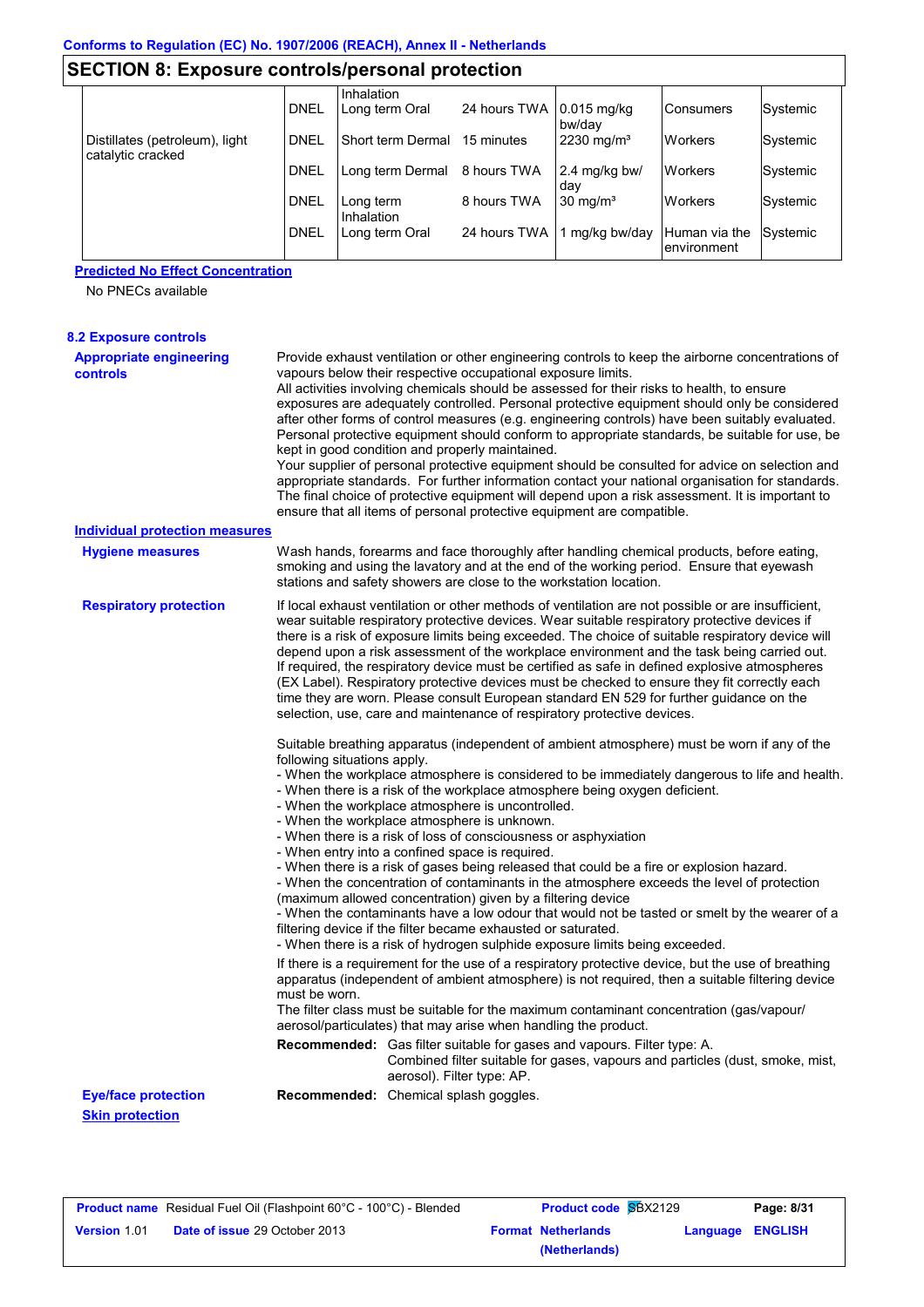**Conforms to Regulation (EC) No. 1907/2006 (REACH), Annex II - Netherlands**

## SECTION 8: Exposure controls/personal protection

| | | | | | | |
|---|---|---|---|---|---|---|
| | | Inhalation | | | | |
| | DNEL | Long term Oral | 24 hours TWA | 0.015 mg/kg bw/day | Consumers | Systemic |
| Distillates (petroleum), light catalytic cracked | DNEL | Short term Dermal | 15 minutes | 2230 mg/m³ | Workers | Systemic |
| | DNEL | Long term Dermal | 8 hours TWA | 2.4 mg/kg bw/day | Workers | Systemic |
| | DNEL | Long term Inhalation | 8 hours TWA | 30 mg/m³ | Workers | Systemic |
| | DNEL | Long term Oral | 24 hours TWA | 1 mg/kg bw/day | Human via the environment | Systemic |

**Predicted No Effect Concentration**

No PNECs available

### 8.2 Exposure controls

**Appropriate engineering controls**

Provide exhaust ventilation or other engineering controls to keep the airborne concentrations of vapours below their respective occupational exposure limits.
All activities involving chemicals should be assessed for their risks to health, to ensure exposures are adequately controlled. Personal protective equipment should only be considered after other forms of control measures (e.g. engineering controls) have been suitably evaluated. Personal protective equipment should conform to appropriate standards, be suitable for use, be kept in good condition and properly maintained.
Your supplier of personal protective equipment should be consulted for advice on selection and appropriate standards. For further information contact your national organisation for standards. The final choice of protective equipment will depend upon a risk assessment. It is important to ensure that all items of personal protective equipment are compatible.

**Individual protection measures**

**Hygiene measures**

Wash hands, forearms and face thoroughly after handling chemical products, before eating, smoking and using the lavatory and at the end of the working period. Ensure that eyewash stations and safety showers are close to the workstation location.

**Respiratory protection**

If local exhaust ventilation or other methods of ventilation are not possible or are insufficient, wear suitable respiratory protective devices. Wear suitable respiratory protective devices if there is a risk of exposure limits being exceeded. The choice of suitable respiratory device will depend upon a risk assessment of the workplace environment and the task being carried out. If required, the respiratory device must be certified as safe in defined explosive atmospheres (EX Label). Respiratory protective devices must be checked to ensure they fit correctly each time they are worn. Please consult European standard EN 529 for further guidance on the selection, use, care and maintenance of respiratory protective devices.

Suitable breathing apparatus (independent of ambient atmosphere) must be worn if any of the following situations apply.
- When the workplace atmosphere is considered to be immediately dangerous to life and health.
- When there is a risk of the workplace atmosphere being oxygen deficient.
- When the workplace atmosphere is uncontrolled.
- When the workplace atmosphere is unknown.
- When there is a risk of loss of consciousness or asphyxiation
- When entry into a confined space is required.
- When there is a risk of gases being released that could be a fire or explosion hazard.
- When the concentration of contaminants in the atmosphere exceeds the level of protection (maximum allowed concentration) given by a filtering device
- When the contaminants have a low odour that would not be tasted or smelt by the wearer of a filtering device if the filter became exhausted or saturated.
- When there is a risk of hydrogen sulphide exposure limits being exceeded.

If there is a requirement for the use of a respiratory protective device, but the use of breathing apparatus (independent of ambient atmosphere) is not required, then a suitable filtering device must be worn.
The filter class must be suitable for the maximum contaminant concentration (gas/vapour/aerosol/particulates) that may arise when handling the product.

**Recommended:** Gas filter suitable for gases and vapours. Filter type: A.
Combined filter suitable for gases, vapours and particles (dust, smoke, mist, aerosol). Filter type: AP.

**Eye/face protection**

**Recommended:** Chemical splash goggles.

**Skin protection**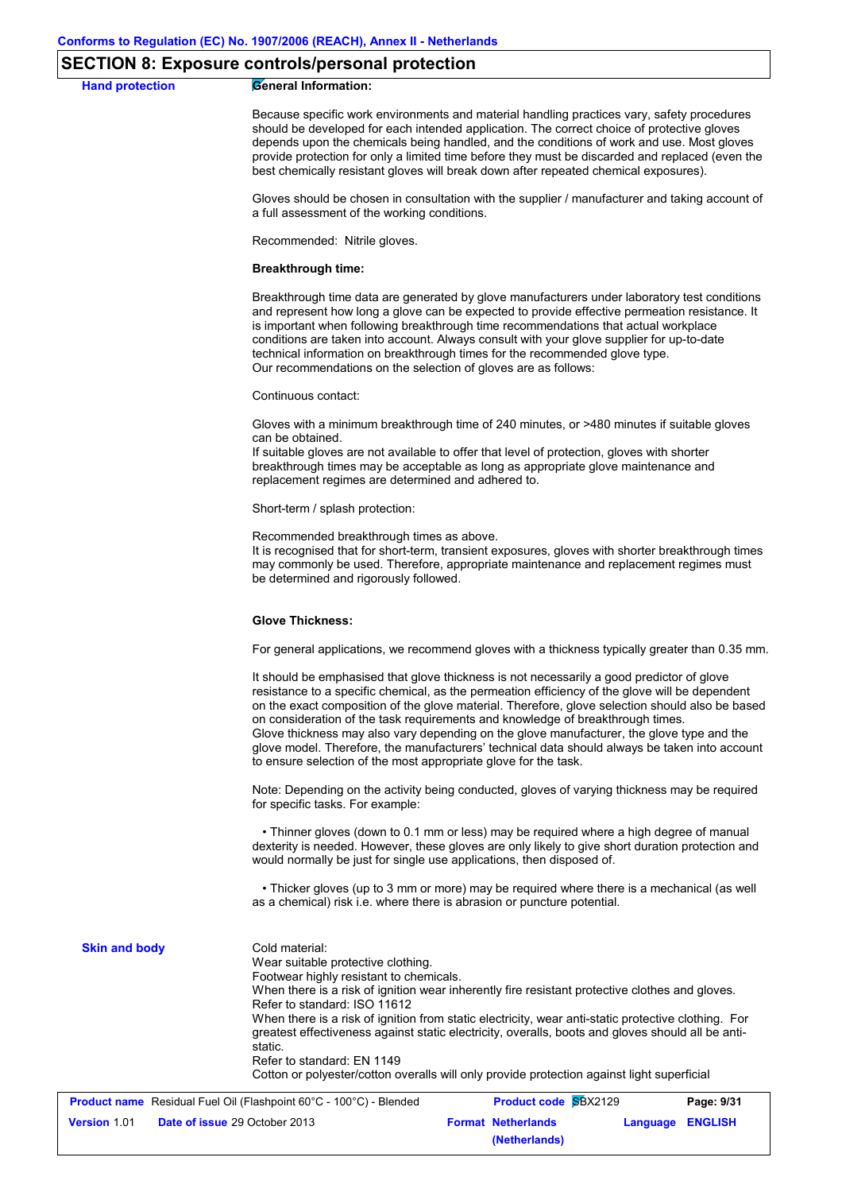## SECTION 8: Exposure controls/personal protection

**Hand protection**

**General Information:**

Because specific work environments and material handling practices vary, safety procedures should be developed for each intended application. The correct choice of protective gloves depends upon the chemicals being handled, and the conditions of work and use. Most gloves provide protection for only a limited time before they must be discarded and replaced (even the best chemically resistant gloves will break down after repeated chemical exposures).

Gloves should be chosen in consultation with the supplier / manufacturer and taking account of a full assessment of the working conditions.

Recommended: Nitrile gloves.

**Breakthrough time:**

Breakthrough time data are generated by glove manufacturers under laboratory test conditions and represent how long a glove can be expected to provide effective permeation resistance. It is important when following breakthrough time recommendations that actual workplace conditions are taken into account. Always consult with your glove supplier for up-to-date technical information on breakthrough times for the recommended glove type.
Our recommendations on the selection of gloves are as follows:

Continuous contact:

Gloves with a minimum breakthrough time of 240 minutes, or >480 minutes if suitable gloves can be obtained.
If suitable gloves are not available to offer that level of protection, gloves with shorter breakthrough times may be acceptable as long as appropriate glove maintenance and replacement regimes are determined and adhered to.

Short-term / splash protection:

Recommended breakthrough times as above.
It is recognised that for short-term, transient exposures, gloves with shorter breakthrough times may commonly be used. Therefore, appropriate maintenance and replacement regimes must be determined and rigorously followed.

**Glove Thickness:**

For general applications, we recommend gloves with a thickness typically greater than 0.35 mm.

It should be emphasised that glove thickness is not necessarily a good predictor of glove resistance to a specific chemical, as the permeation efficiency of the glove will be dependent on the exact composition of the glove material. Therefore, glove selection should also be based on consideration of the task requirements and knowledge of breakthrough times.
Glove thickness may also vary depending on the glove manufacturer, the glove type and the glove model. Therefore, the manufacturers' technical data should always be taken into account to ensure selection of the most appropriate glove for the task.

Note: Depending on the activity being conducted, gloves of varying thickness may be required for specific tasks. For example:

- Thinner gloves (down to 0.1 mm or less) may be required where a high degree of manual dexterity is needed. However, these gloves are only likely to give short duration protection and would normally be just for single use applications, then disposed of.

- Thicker gloves (up to 3 mm or more) may be required where there is a mechanical (as well as a chemical) risk i.e. where there is abrasion or puncture potential.

**Skin and body**

Cold material:
Wear suitable protective clothing.
Footwear highly resistant to chemicals.
When there is a risk of ignition wear inherently fire resistant protective clothes and gloves.
Refer to standard: ISO 11612
When there is a risk of ignition from static electricity, wear anti-static protective clothing. For greatest effectiveness against static electricity, overalls, boots and gloves should all be anti-static.
Refer to standard: EN 1149
Cotton or polyester/cotton overalls will only provide protection against light superficial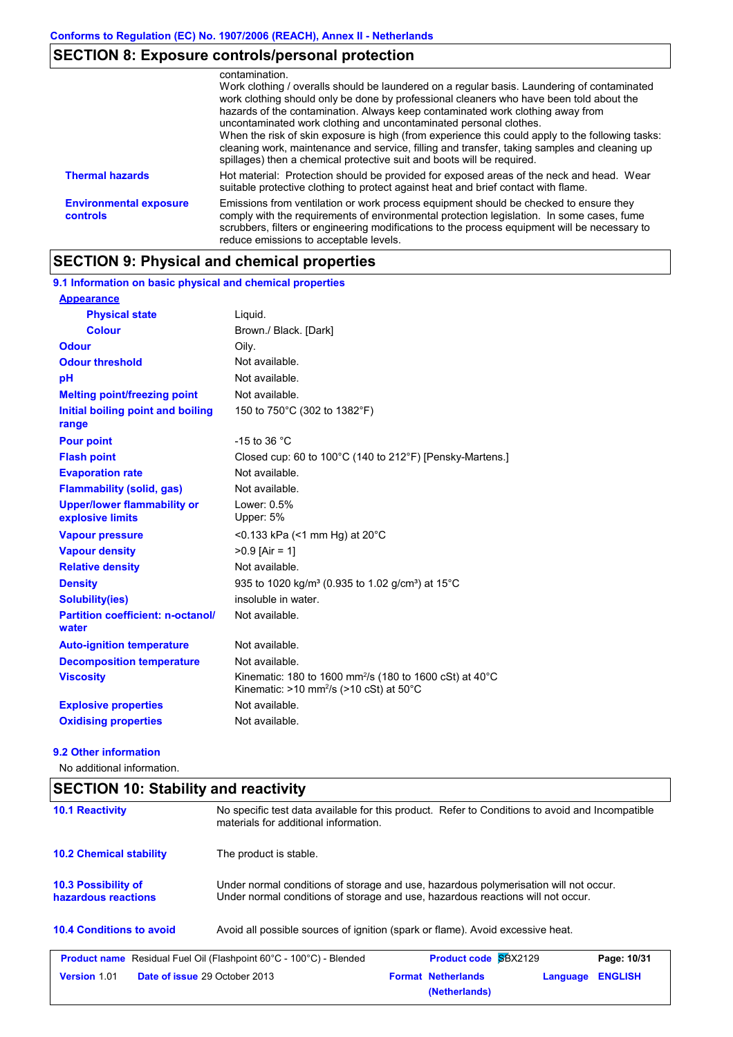Conforms to Regulation (EC) No. 1907/2006 (REACH), Annex II - Netherlands

## SECTION 8: Exposure controls/personal protection

| | |
|---|---|
| | contamination.<br>Work clothing / overalls should be laundered on a regular basis. Laundering of contaminated work clothing should only be done by professional cleaners who have been told about the hazards of the contamination. Always keep contaminated work clothing away from uncontaminated work clothing and uncontaminated personal clothes.<br>When the risk of skin exposure is high (from experience this could apply to the following tasks: cleaning work, maintenance and service, filling and transfer, taking samples and cleaning up spillages) then a chemical protective suit and boots will be required. |
| **Thermal hazards** | Hot material: Protection should be provided for exposed areas of the neck and head. Wear suitable protective clothing to protect against heat and brief contact with flame. |
| **Environmental exposure controls** | Emissions from ventilation or work process equipment should be checked to ensure they comply with the requirements of environmental protection legislation. In some cases, fume scrubbers, filters or engineering modifications to the process equipment will be necessary to reduce emissions to acceptable levels. |

## SECTION 9: Physical and chemical properties

### 9.1 Information on basic physical and chemical properties

**Appearance**

| | |
|---|---|
| **Physical state** | Liquid. |
| **Colour** | Brown./ Black. [Dark] |
| **Odour** | Oily. |
| **Odour threshold** | Not available. |
| **pH** | Not available. |
| **Melting point/freezing point** | Not available. |
| **Initial boiling point and boiling range** | 150 to 750°C (302 to 1382°F) |
| **Pour point** | -15 to 36 °C |
| **Flash point** | Closed cup: 60 to 100°C (140 to 212°F) [Pensky-Martens.] |
| **Evaporation rate** | Not available. |
| **Flammability (solid, gas)** | Not available. |
| **Upper/lower flammability or explosive limits** | Lower: 0.5%<br>Upper: 5% |
| **Vapour pressure** | <0.133 kPa (<1 mm Hg) at 20°C |
| **Vapour density** | >0.9 [Air = 1] |
| **Relative density** | Not available. |
| **Density** | 935 to 1020 kg/m³ (0.935 to 1.02 g/cm³) at 15°C |
| **Solubility(ies)** | insoluble in water. |
| **Partition coefficient: n-octanol/ water** | Not available. |
| **Auto-ignition temperature** | Not available. |
| **Decomposition temperature** | Not available. |
| **Viscosity** | Kinematic: 180 to 1600 mm²/s (180 to 1600 cSt) at 40°C<br>Kinematic: >10 mm²/s (>10 cSt) at 50°C |
| **Explosive properties** | Not available. |
| **Oxidising properties** | Not available. |

### 9.2 Other information

No additional information.

## SECTION 10: Stability and reactivity

| | |
|---|---|
| **10.1 Reactivity** | No specific test data available for this product. Refer to Conditions to avoid and Incompatible materials for additional information. |
| **10.2 Chemical stability** | The product is stable. |
| **10.3 Possibility of hazardous reactions** | Under normal conditions of storage and use, hazardous polymerisation will not occur.<br>Under normal conditions of storage and use, hazardous reactions will not occur. |
| **10.4 Conditions to avoid** | Avoid all possible sources of ignition (spark or flame). Avoid excessive heat. |

| | | | |
|---|---|---|---|
| **Product name** Residual Fuel Oil (Flashpoint 60°C - 100°C) - Blended | **Product code** SBX2129 | | |
| **Version** 1.01 **Date of issue** 29 October 2013 | **Format** Netherlands (Netherlands) | **Language** ENGLISH | |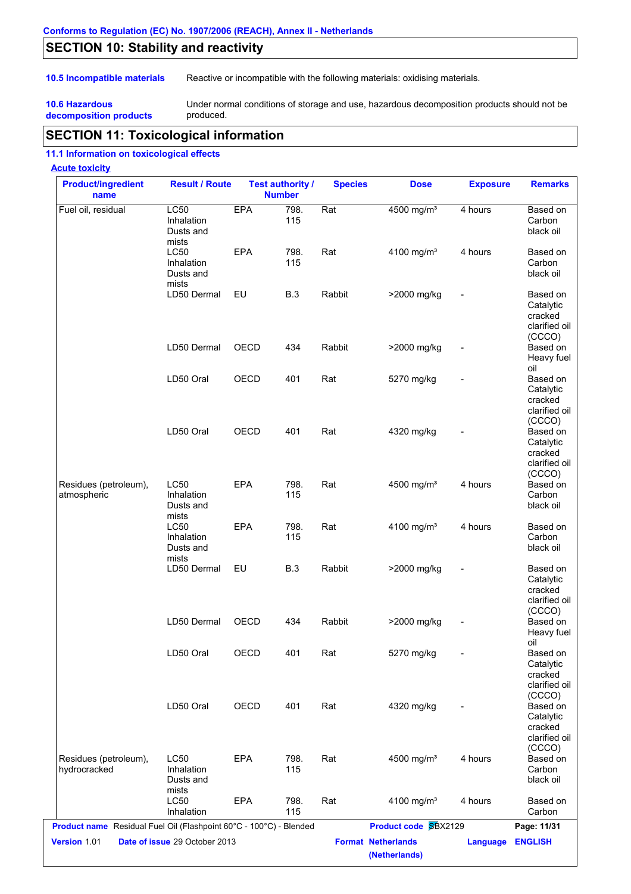Conforms to Regulation (EC) No. 1907/2006 (REACH), Annex II - Netherlands

## SECTION 10: Stability and reactivity

**10.5 Incompatible materials** Reactive or incompatible with the following materials: oxidising materials.

**10.6 Hazardous decomposition products** Under normal conditions of storage and use, hazardous decomposition products should not be produced.

## SECTION 11: Toxicological information

### 11.1 Information on toxicological effects

**Acute toxicity**

| Product/ingredient name | Result / Route | Test authority / Number | | Species | Dose | Exposure | Remarks |
|---|---|---|---|---|---|---|---|
| Fuel oil, residual | LC50 Inhalation Dusts and mists | EPA | 798. 115 | Rat | 4500 mg/m³ | 4 hours | Based on Carbon black oil |
| | LC50 Inhalation Dusts and mists | EPA | 798. 115 | Rat | 4100 mg/m³ | 4 hours | Based on Carbon black oil |
| | LD50 Dermal | EU | B.3 | Rabbit | >2000 mg/kg | - | Based on Catalytic cracked clarified oil (CCCO) |
| | LD50 Dermal | OECD | 434 | Rabbit | >2000 mg/kg | - | Based on Heavy fuel oil |
| | LD50 Oral | OECD | 401 | Rat | 5270 mg/kg | - | Based on Catalytic cracked clarified oil (CCCO) |
| | LD50 Oral | OECD | 401 | Rat | 4320 mg/kg | - | Based on Catalytic cracked clarified oil (CCCO) |
| Residues (petroleum), atmospheric | LC50 Inhalation Dusts and mists | EPA | 798. 115 | Rat | 4500 mg/m³ | 4 hours | Based on Carbon black oil |
| | LC50 Inhalation Dusts and mists | EPA | 798. 115 | Rat | 4100 mg/m³ | 4 hours | Based on Carbon black oil |
| | LD50 Dermal | EU | B.3 | Rabbit | >2000 mg/kg | - | Based on Catalytic cracked clarified oil (CCCO) |
| | LD50 Dermal | OECD | 434 | Rabbit | >2000 mg/kg | - | Based on Heavy fuel oil |
| | LD50 Oral | OECD | 401 | Rat | 5270 mg/kg | - | Based on Catalytic cracked clarified oil (CCCO) |
| | LD50 Oral | OECD | 401 | Rat | 4320 mg/kg | - | Based on Catalytic cracked clarified oil (CCCO) |
| Residues (petroleum), hydrocracked | LC50 Inhalation Dusts and mists | EPA | 798. 115 | Rat | 4500 mg/m³ | 4 hours | Based on Carbon black oil |
| | LC50 Inhalation | EPA | 798. 115 | Rat | 4100 mg/m³ | 4 hours | Based on Carbon |

**Product name** Residual Fuel Oil (Flashpoint 60°C - 100°C) - Blended **Product code** SBX2129
**Version** 1.01 **Date of issue** 29 October 2013 **Format** Netherlands (Netherlands) **Language** ENGLISH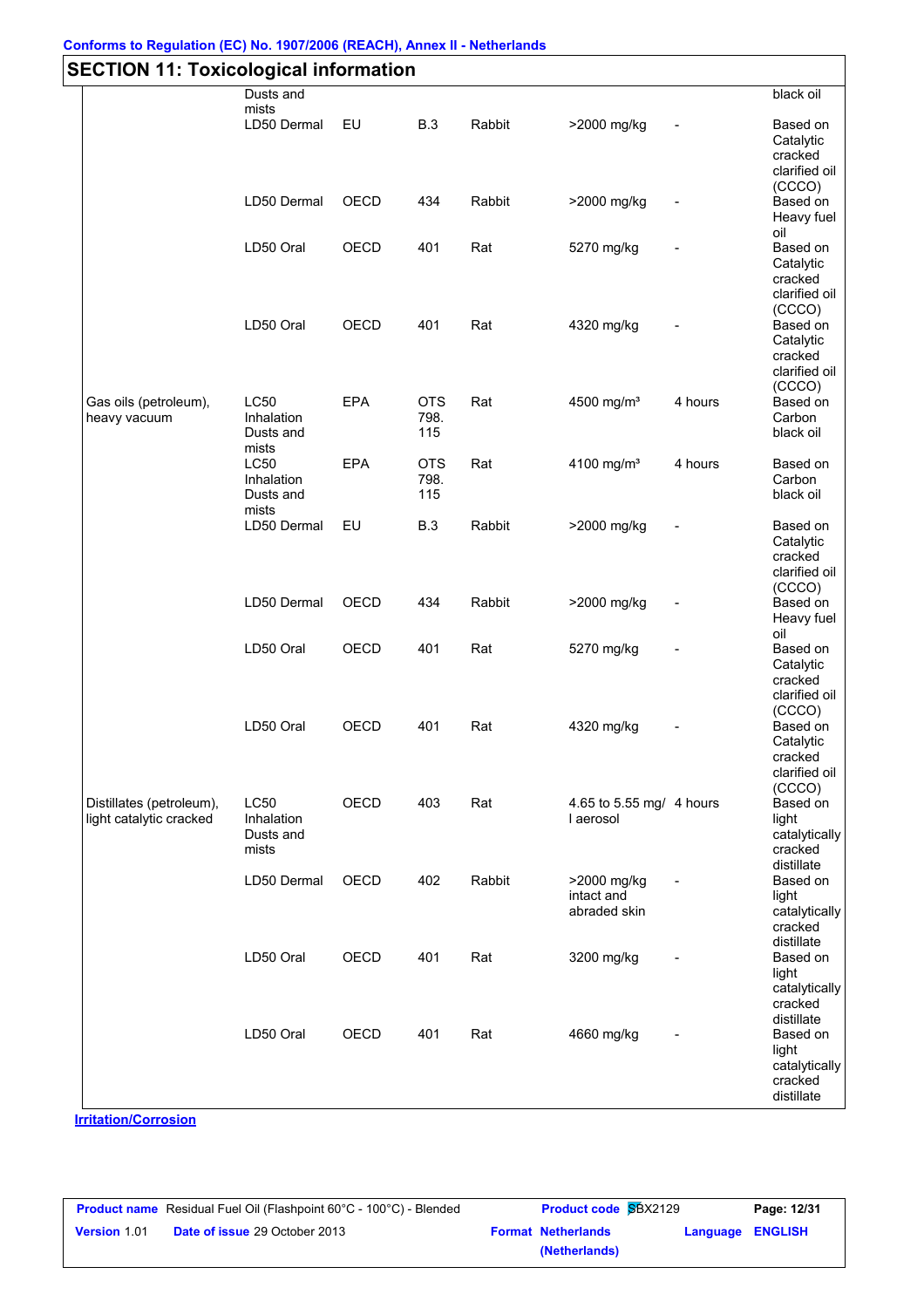## SECTION 11: Toxicological information

| | | | | | | | |
|---|---|---|---|---|---|---|---|
| | Dusts and mists | | | | | | black oil |
| | LD50 Dermal | EU | B.3 | Rabbit | >2000 mg/kg | - | Based on Catalytic cracked clarified oil (CCCO) |
| | LD50 Dermal | OECD | 434 | Rabbit | >2000 mg/kg | - | Based on Heavy fuel oil |
| | LD50 Oral | OECD | 401 | Rat | 5270 mg/kg | - | Based on Catalytic cracked clarified oil (CCCO) |
| | LD50 Oral | OECD | 401 | Rat | 4320 mg/kg | - | Based on Catalytic cracked clarified oil (CCCO) |
| Gas oils (petroleum), heavy vacuum | LC50 Inhalation Dusts and mists | EPA | OTS 798. 115 | Rat | 4500 mg/m³ | 4 hours | Based on Carbon black oil |
| | LC50 Inhalation Dusts and mists | EPA | OTS 798. 115 | Rat | 4100 mg/m³ | 4 hours | Based on Carbon black oil |
| | LD50 Dermal | EU | B.3 | Rabbit | >2000 mg/kg | - | Based on Catalytic cracked clarified oil (CCCO) |
| | LD50 Dermal | OECD | 434 | Rabbit | >2000 mg/kg | - | Based on Heavy fuel oil |
| | LD50 Oral | OECD | 401 | Rat | 5270 mg/kg | - | Based on Catalytic cracked clarified oil (CCCO) |
| | LD50 Oral | OECD | 401 | Rat | 4320 mg/kg | - | Based on Catalytic cracked clarified oil (CCCO) |
| Distillates (petroleum), light catalytic cracked | LC50 Inhalation Dusts and mists | OECD | 403 | Rat | 4.65 to 5.55 mg/l aerosol | 4 hours | Based on light catalytically cracked distillate |
| | LD50 Dermal | OECD | 402 | Rabbit | >2000 mg/kg intact and abraded skin | - | Based on light catalytically cracked distillate |
| | LD50 Oral | OECD | 401 | Rat | 3200 mg/kg | - | Based on light catalytically cracked distillate |
| | LD50 Oral | OECD | 401 | Rat | 4660 mg/kg | - | Based on light catalytically cracked distillate |

**Irritation/Corrosion**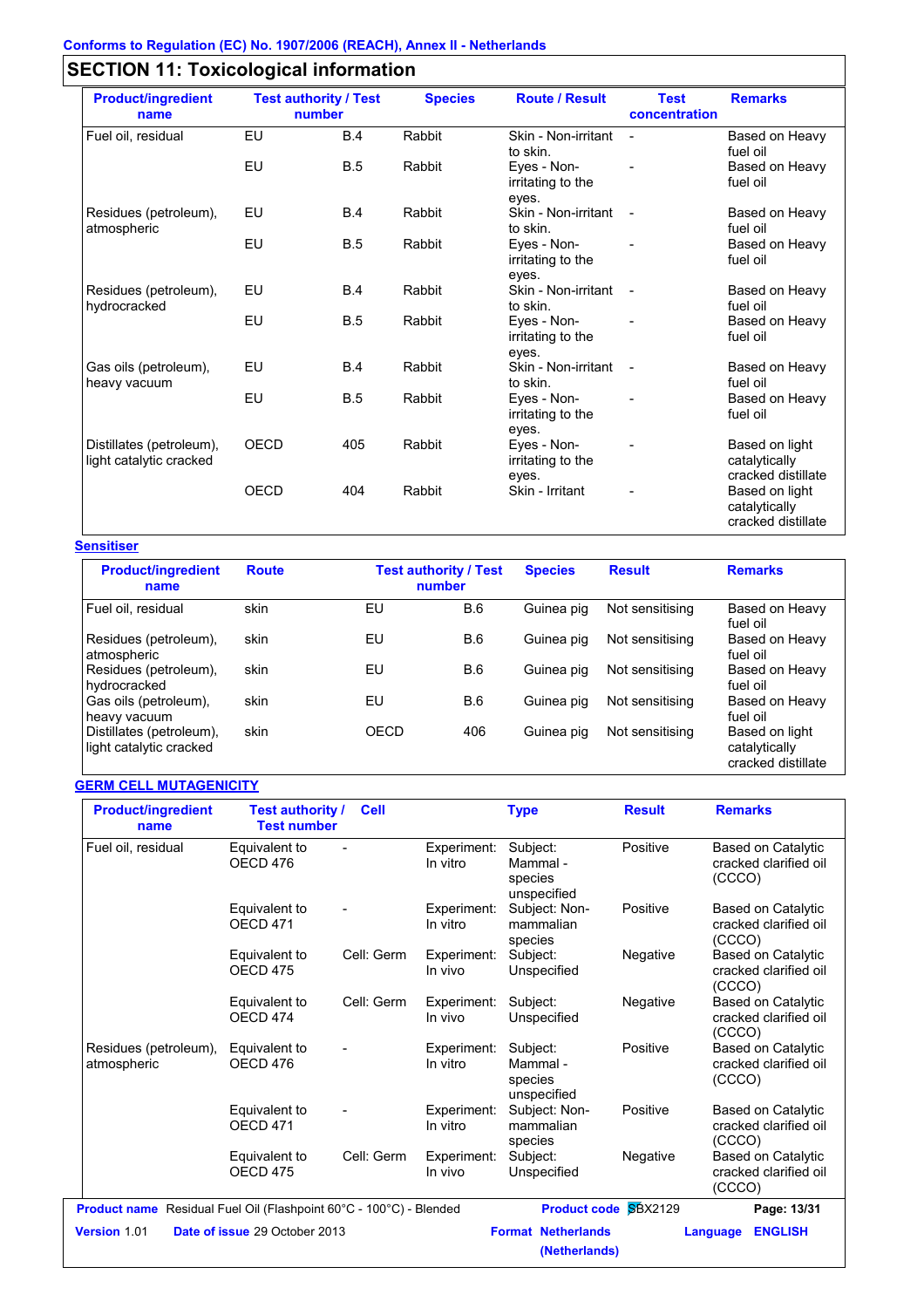## SECTION 11: Toxicological information

| Product/ingredient name | Test authority / Test number | | Species | Route / Result | Test concentration | Remarks |
|---|---|---|---|---|---|---|
| Fuel oil, residual | EU | B.4 | Rabbit | Skin - Non-irritant to skin. | - | Based on Heavy fuel oil |
| | EU | B.5 | Rabbit | Eyes - Non-irritating to the eyes. | - | Based on Heavy fuel oil |
| Residues (petroleum), atmospheric | EU | B.4 | Rabbit | Skin - Non-irritant to skin. | - | Based on Heavy fuel oil |
| | EU | B.5 | Rabbit | Eyes - Non-irritating to the eyes. | - | Based on Heavy fuel oil |
| Residues (petroleum), hydrocracked | EU | B.4 | Rabbit | Skin - Non-irritant to skin. | - | Based on Heavy fuel oil |
| | EU | B.5 | Rabbit | Eyes - Non-irritating to the eyes. | - | Based on Heavy fuel oil |
| Gas oils (petroleum), heavy vacuum | EU | B.4 | Rabbit | Skin - Non-irritant to skin. | - | Based on Heavy fuel oil |
| | EU | B.5 | Rabbit | Eyes - Non-irritating to the eyes. | - | Based on Heavy fuel oil |
| Distillates (petroleum), light catalytic cracked | OECD | 405 | Rabbit | Eyes - Non-irritating to the eyes. | - | Based on light catalytically cracked distillate |
| | OECD | 404 | Rabbit | Skin - Irritant | - | Based on light catalytically cracked distillate |

**Sensitiser**

| Product/ingredient name | Route | Test authority / Test number | | Species | Result | Remarks |
|---|---|---|---|---|---|---|
| Fuel oil, residual | skin | EU | B.6 | Guinea pig | Not sensitising | Based on Heavy fuel oil |
| Residues (petroleum), atmospheric | skin | EU | B.6 | Guinea pig | Not sensitising | Based on Heavy fuel oil |
| Residues (petroleum), hydrocracked | skin | EU | B.6 | Guinea pig | Not sensitising | Based on Heavy fuel oil |
| Gas oils (petroleum), heavy vacuum | skin | EU | B.6 | Guinea pig | Not sensitising | Based on Heavy fuel oil |
| Distillates (petroleum), light catalytic cracked | skin | OECD | 406 | Guinea pig | Not sensitising | Based on light catalytically cracked distillate |

**GERM CELL MUTAGENICITY**

| Product/ingredient name | Test authority / Test number | Cell | | Type | Result | Remarks |
|---|---|---|---|---|---|---|
| Fuel oil, residual | Equivalent to OECD 476 | - | Experiment: In vitro | Subject: Mammal - species unspecified | Positive | Based on Catalytic cracked clarified oil (CCCO) |
| | Equivalent to OECD 471 | - | Experiment: In vitro | Subject: Non-mammalian species | Positive | Based on Catalytic cracked clarified oil (CCCO) |
| | Equivalent to OECD 475 | Cell: Germ | Experiment: In vivo | Subject: Unspecified | Negative | Based on Catalytic cracked clarified oil (CCCO) |
| | Equivalent to OECD 474 | Cell: Germ | Experiment: In vivo | Subject: Unspecified | Negative | Based on Catalytic cracked clarified oil (CCCO) |
| Residues (petroleum), atmospheric | Equivalent to OECD 476 | - | Experiment: In vitro | Subject: Mammal - species unspecified | Positive | Based on Catalytic cracked clarified oil (CCCO) |
| | Equivalent to OECD 471 | - | Experiment: In vitro | Subject: Non-mammalian species | Positive | Based on Catalytic cracked clarified oil (CCCO) |
| | Equivalent to OECD 475 | Cell: Germ | Experiment: In vivo | Subject: Unspecified | Negative | Based on Catalytic cracked clarified oil (CCCO) |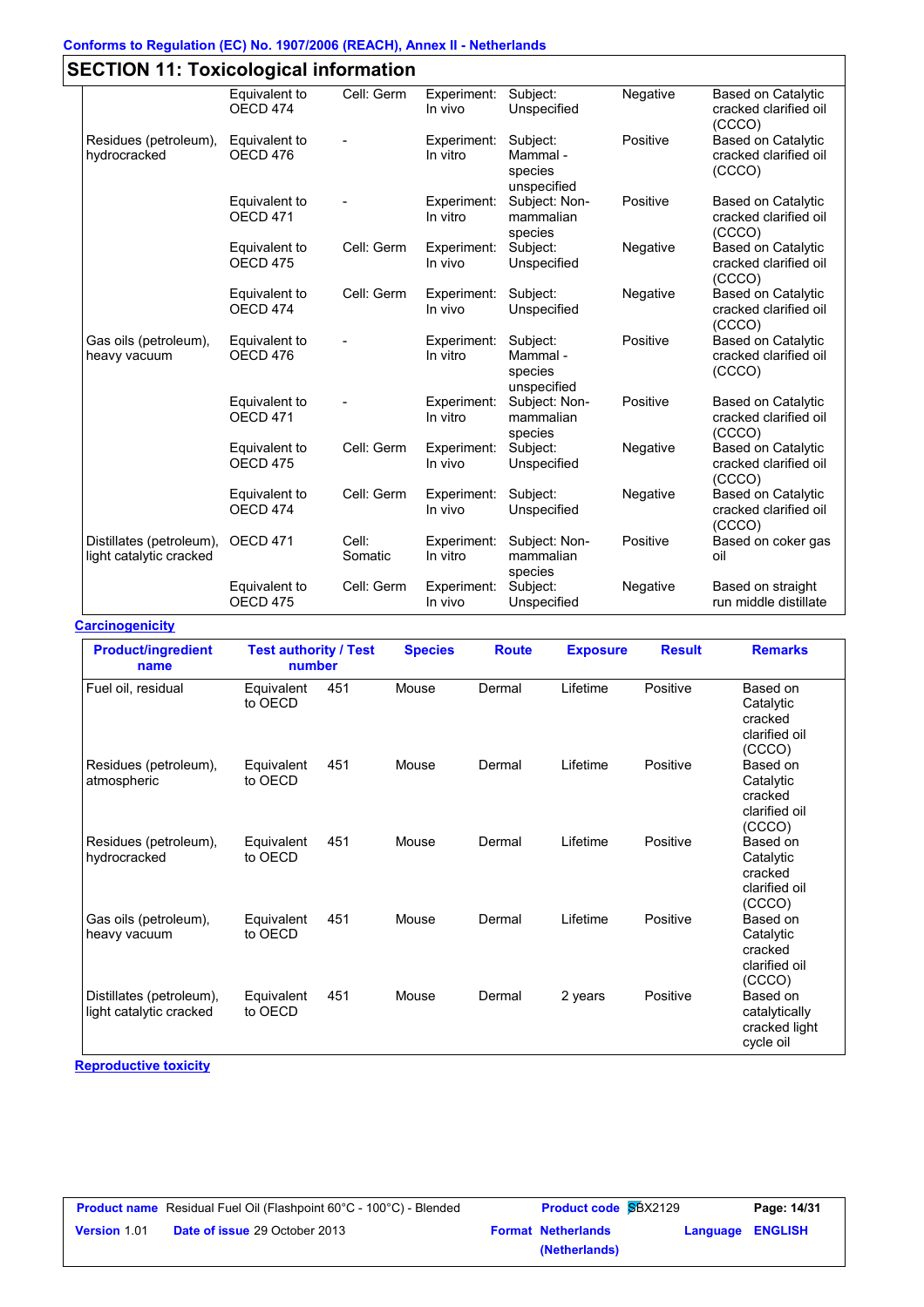## SECTION 11: Toxicological information

| | | | | | | |
|---|---|---|---|---|---|---|
| | Equivalent to OECD 474 | Cell: Germ | Experiment: In vivo | Subject: Unspecified | Negative | Based on Catalytic cracked clarified oil (CCCO) |
| Residues (petroleum), hydrocracked | Equivalent to OECD 476 | - | Experiment: In vitro | Subject: Mammal - species unspecified | Positive | Based on Catalytic cracked clarified oil (CCCO) |
| | Equivalent to OECD 471 | - | Experiment: In vitro | Subject: Non-mammalian species | Positive | Based on Catalytic cracked clarified oil (CCCO) |
| | Equivalent to OECD 475 | Cell: Germ | Experiment: In vivo | Subject: Unspecified | Negative | Based on Catalytic cracked clarified oil (CCCO) |
| | Equivalent to OECD 474 | Cell: Germ | Experiment: In vivo | Subject: Unspecified | Negative | Based on Catalytic cracked clarified oil (CCCO) |
| Gas oils (petroleum), heavy vacuum | Equivalent to OECD 476 | - | Experiment: In vitro | Subject: Mammal - species unspecified | Positive | Based on Catalytic cracked clarified oil (CCCO) |
| | Equivalent to OECD 471 | - | Experiment: In vitro | Subject: Non-mammalian species | Positive | Based on Catalytic cracked clarified oil (CCCO) |
| | Equivalent to OECD 475 | Cell: Germ | Experiment: In vivo | Subject: Unspecified | Negative | Based on Catalytic cracked clarified oil (CCCO) |
| | Equivalent to OECD 474 | Cell: Germ | Experiment: In vivo | Subject: Unspecified | Negative | Based on Catalytic cracked clarified oil (CCCO) |
| Distillates (petroleum), light catalytic cracked | OECD 471 | Cell: Somatic | Experiment: In vitro | Subject: Non-mammalian species | Positive | Based on coker gas oil |
| | Equivalent to OECD 475 | Cell: Germ | Experiment: In vivo | Subject: Unspecified | Negative | Based on straight run middle distillate |

**Carcinogenicity**

| Product/ingredient name | Test authority / Test number | | Species | Route | Exposure | Result | Remarks |
|---|---|---|---|---|---|---|---|
| Fuel oil, residual | Equivalent to OECD | 451 | Mouse | Dermal | Lifetime | Positive | Based on Catalytic cracked clarified oil (CCCO) |
| Residues (petroleum), atmospheric | Equivalent to OECD | 451 | Mouse | Dermal | Lifetime | Positive | Based on Catalytic cracked clarified oil (CCCO) |
| Residues (petroleum), hydrocracked | Equivalent to OECD | 451 | Mouse | Dermal | Lifetime | Positive | Based on Catalytic cracked clarified oil (CCCO) |
| Gas oils (petroleum), heavy vacuum | Equivalent to OECD | 451 | Mouse | Dermal | Lifetime | Positive | Based on Catalytic cracked clarified oil (CCCO) |
| Distillates (petroleum), light catalytic cracked | Equivalent to OECD | 451 | Mouse | Dermal | 2 years | Positive | Based on catalytically cracked light cycle oil |

**Reproductive toxicity**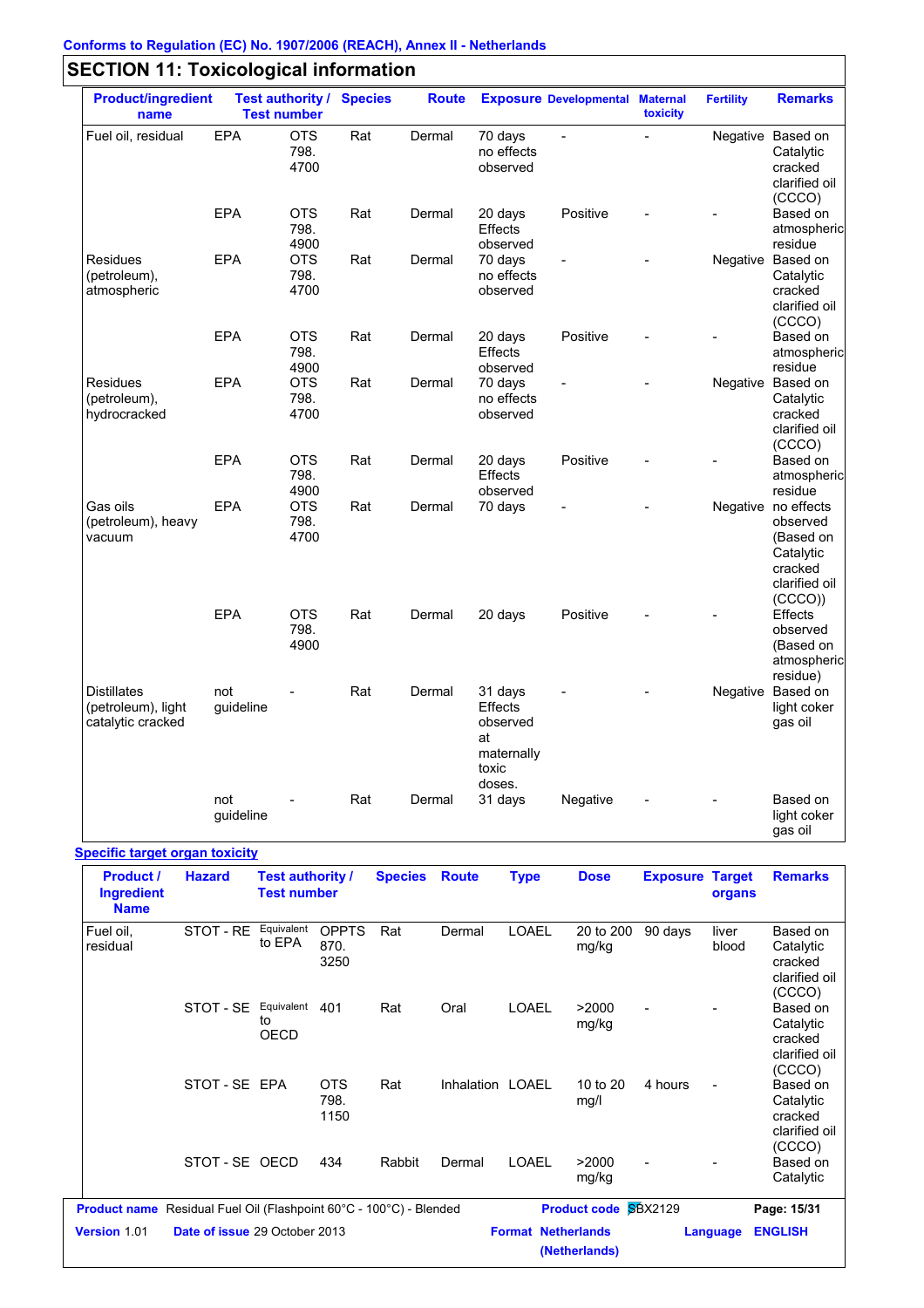Conforms to Regulation (EC) No. 1907/2006 (REACH), Annex II - Netherlands

## SECTION 11: Toxicological information

| Product/ingredient name | Test authority / Test number | | Species | Route | Exposure | Developmental | Maternal toxicity | Fertility | Remarks |
|---|---|---|---|---|---|---|---|---|---|
| Fuel oil, residual | EPA | OTS 798. 4700 | Rat | Dermal | 70 days no effects observed | - | - | Negative | Based on Catalytic cracked clarified oil (CCCO) |
| | EPA | OTS 798. 4900 | Rat | Dermal | 20 days Effects observed | Positive | - | - | Based on atmospheric residue |
| Residues (petroleum), atmospheric | EPA | OTS 798. 4700 | Rat | Dermal | 70 days no effects observed | - | - | Negative | Based on Catalytic cracked clarified oil (CCCO) |
| | EPA | OTS 798. 4900 | Rat | Dermal | 20 days Effects observed | Positive | - | - | Based on atmospheric residue |
| Residues (petroleum), hydrocracked | EPA | OTS 798. 4700 | Rat | Dermal | 70 days no effects observed | - | - | Negative | Based on Catalytic cracked clarified oil (CCCO) |
| | EPA | OTS 798. 4900 | Rat | Dermal | 20 days Effects observed | Positive | - | - | Based on atmospheric residue |
| Gas oils (petroleum), heavy vacuum | EPA | OTS 798. 4700 | Rat | Dermal | 70 days | - | - | Negative | no effects observed (Based on Catalytic cracked clarified oil (CCCO)) |
| | EPA | OTS 798. 4900 | Rat | Dermal | 20 days | Positive | - | - | Effects observed (Based on atmospheric residue) |
| Distillates (petroleum), light catalytic cracked | not guideline | - | Rat | Dermal | 31 days Effects observed at maternally toxic doses. | - | - | Negative | Based on light coker gas oil |
| | not guideline | - | Rat | Dermal | 31 days | Negative | - | - | Based on light coker gas oil |

**Specific target organ toxicity**

| Product / Ingredient Name | Hazard | Test authority / Test number | | Species | Route | Type | Dose | Exposure | Target organs | Remarks |
|---|---|---|---|---|---|---|---|---|---|---|
| Fuel oil, residual | STOT - RE | Equivalent to EPA | OPPTS 870. 3250 | Rat | Dermal | LOAEL | 20 to 200 mg/kg | 90 days | liver blood | Based on Catalytic cracked clarified oil (CCCO) |
| | STOT - SE | Equivalent to OECD | 401 | Rat | Oral | LOAEL | >2000 mg/kg | - | - | Based on Catalytic cracked clarified oil (CCCO) |
| | STOT - SE | EPA | OTS 798. 1150 | Rat | Inhalation | LOAEL | 10 to 20 mg/l | 4 hours | - | Based on Catalytic cracked clarified oil (CCCO) |
| | STOT - SE | OECD | 434 | Rabbit | Dermal | LOAEL | >2000 mg/kg | - | - | Based on Catalytic |

Product name Residual Fuel Oil (Flashpoint 60°C - 100°C) - Blended | Product code SBX2129 | Version 1.01 | Date of issue 29 October 2013 | Format Netherlands (Netherlands) | Language ENGLISH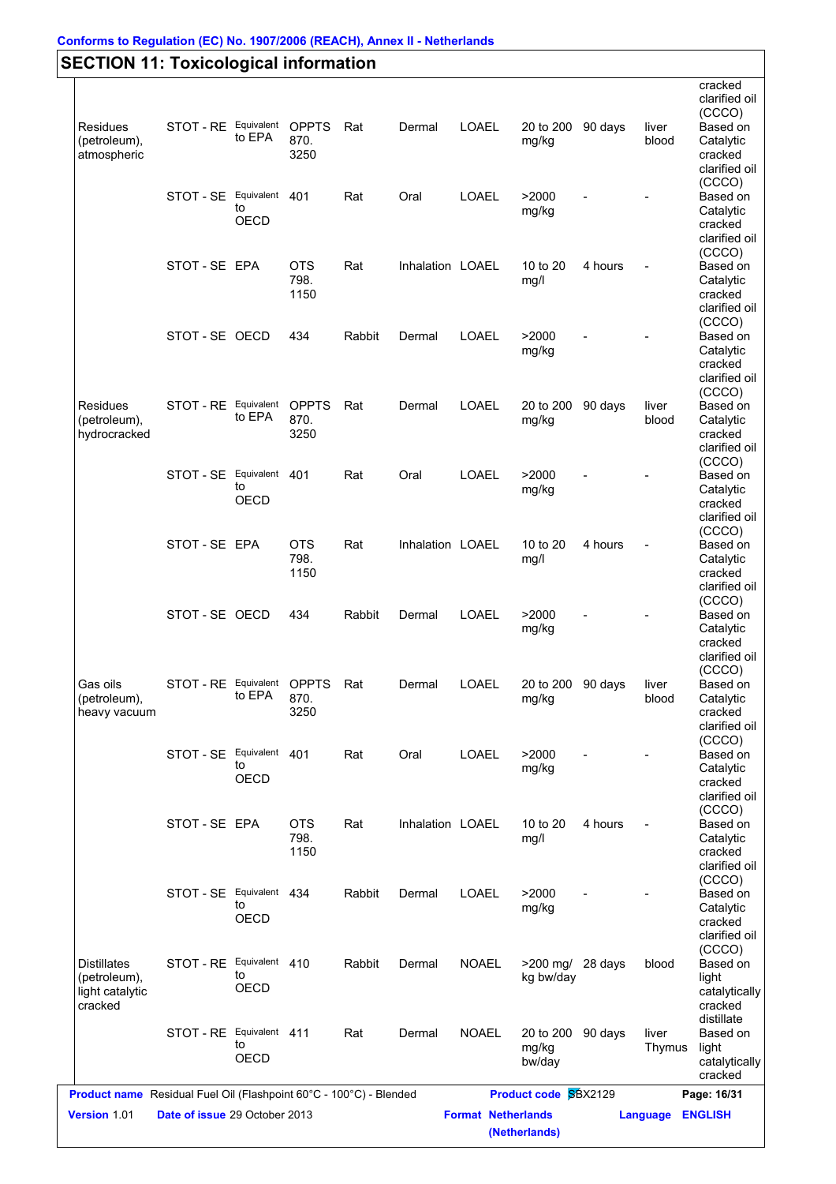## SECTION 11: Toxicological information

| | | | | | | | | | | |
|---|---|---|---|---|---|---|---|---|---|---|
| | | | | | | | | | | cracked clarified oil (CCCO) |
| Residues (petroleum), atmospheric | STOT - RE | Equivalent to EPA | OPPTS 870. 3250 | Rat | Dermal | LOAEL | 20 to 200 mg/kg | 90 days | liver blood | Based on Catalytic cracked clarified oil (CCCO) |
| | STOT - SE | Equivalent to OECD | 401 | Rat | Oral | LOAEL | >2000 mg/kg | - | - | Based on Catalytic cracked clarified oil (CCCO) |
| | STOT - SE | EPA | OTS 798. 1150 | Rat | Inhalation | LOAEL | 10 to 20 mg/l | 4 hours | - | Based on Catalytic cracked clarified oil (CCCO) |
| | STOT - SE | OECD | 434 | Rabbit | Dermal | LOAEL | >2000 mg/kg | - | - | Based on Catalytic cracked clarified oil (CCCO) |
| Residues (petroleum), hydrocracked | STOT - RE | Equivalent to EPA | OPPTS 870. 3250 | Rat | Dermal | LOAEL | 20 to 200 mg/kg | 90 days | liver blood | Based on Catalytic cracked clarified oil (CCCO) |
| | STOT - SE | Equivalent to OECD | 401 | Rat | Oral | LOAEL | >2000 mg/kg | - | - | Based on Catalytic cracked clarified oil (CCCO) |
| | STOT - SE | EPA | OTS 798. 1150 | Rat | Inhalation | LOAEL | 10 to 20 mg/l | 4 hours | - | Based on Catalytic cracked clarified oil (CCCO) |
| | STOT - SE | OECD | 434 | Rabbit | Dermal | LOAEL | >2000 mg/kg | - | - | Based on Catalytic cracked clarified oil (CCCO) |
| Gas oils (petroleum), heavy vacuum | STOT - RE | Equivalent to EPA | OPPTS 870. 3250 | Rat | Dermal | LOAEL | 20 to 200 mg/kg | 90 days | liver blood | Based on Catalytic cracked clarified oil (CCCO) |
| | STOT - SE | Equivalent to OECD | 401 | Rat | Oral | LOAEL | >2000 mg/kg | - | - | Based on Catalytic cracked clarified oil (CCCO) |
| | STOT - SE | EPA | OTS 798. 1150 | Rat | Inhalation | LOAEL | 10 to 20 mg/l | 4 hours | - | Based on Catalytic cracked clarified oil (CCCO) |
| | STOT - SE | Equivalent to OECD | 434 | Rabbit | Dermal | LOAEL | >2000 mg/kg | - | - | Based on Catalytic cracked clarified oil (CCCO) |
| Distillates (petroleum), light catalytic cracked | STOT - RE | Equivalent to OECD | 410 | Rabbit | Dermal | NOAEL | >200 mg/ kg bw/day | 28 days | blood | Based on light catalytically cracked distillate |
| | STOT - RE | Equivalent to OECD | 411 | Rat | Dermal | NOAEL | 20 to 200 mg/kg bw/day | 90 days | liver Thymus | Based on light catalytically cracked |

**Product name** Residual Fuel Oil (Flashpoint 60°C - 100°C) - Blended **Product code** SBX2129
**Version** 1.01 **Date of issue** 29 October 2013 **Format** Netherlands (Netherlands) **Language** ENGLISH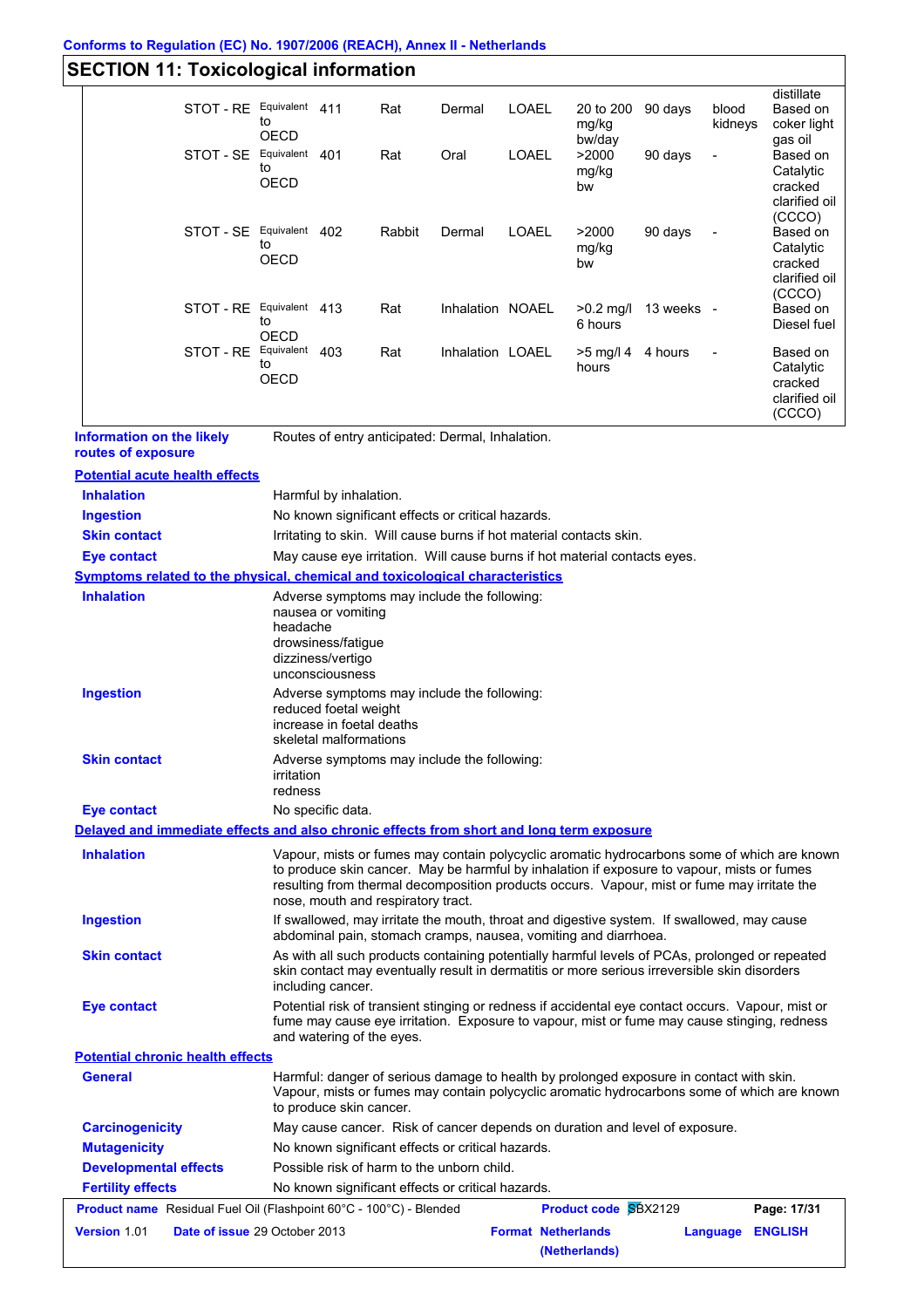# SECTION 11: Toxicological information

| | | | | | | | | | | |
|---|---|---|---|---|---|---|---|---|---|---|
| | | | | | | | | | | distillate |
| | STOT - RE | Equivalent to OECD | 411 | Rat | Dermal | LOAEL | 20 to 200 mg/kg bw/day | 90 days | blood kidneys | Based on coker light gas oil |
| | STOT - SE | Equivalent to OECD | 401 | Rat | Oral | LOAEL | >2000 mg/kg bw | 90 days | - | Based on Catalytic cracked clarified oil (CCCO) |
| | STOT - SE | Equivalent to OECD | 402 | Rabbit | Dermal | LOAEL | >2000 mg/kg bw | 90 days | - | Based on Catalytic cracked clarified oil (CCCO) |
| | STOT - RE | Equivalent to OECD | 413 | Rat | Inhalation | NOAEL | >0.2 mg/l 6 hours | 13 weeks | - | Based on Diesel fuel |
| | STOT - RE | Equivalent to OECD | 403 | Rat | Inhalation | LOAEL | >5 mg/l 4 hours | 4 hours | - | Based on Catalytic cracked clarified oil (CCCO) |

**Information on the likely routes of exposure**: Routes of entry anticipated: Dermal, Inhalation.

**Potential acute health effects**

**Inhalation**: Harmful by inhalation.

**Ingestion**: No known significant effects or critical hazards.

**Skin contact**: Irritating to skin. Will cause burns if hot material contacts skin.

**Eye contact**: May cause eye irritation. Will cause burns if hot material contacts eyes.

**Symptoms related to the physical, chemical and toxicological characteristics**

**Inhalation**: Adverse symptoms may include the following:
nausea or vomiting
headache
drowsiness/fatigue
dizziness/vertigo
unconsciousness

**Ingestion**: Adverse symptoms may include the following:
reduced foetal weight
increase in foetal deaths
skeletal malformations

**Skin contact**: Adverse symptoms may include the following:
irritation
redness

**Eye contact**: No specific data.

**Delayed and immediate effects and also chronic effects from short and long term exposure**

**Inhalation**: Vapour, mists or fumes may contain polycyclic aromatic hydrocarbons some of which are known to produce skin cancer. May be harmful by inhalation if exposure to vapour, mists or fumes resulting from thermal decomposition products occurs. Vapour, mist or fume may irritate the nose, mouth and respiratory tract.

**Ingestion**: If swallowed, may irritate the mouth, throat and digestive system. If swallowed, may cause abdominal pain, stomach cramps, nausea, vomiting and diarrhoea.

**Skin contact**: As with all such products containing potentially harmful levels of PCAs, prolonged or repeated skin contact may eventually result in dermatitis or more serious irreversible skin disorders including cancer.

**Eye contact**: Potential risk of transient stinging or redness if accidental eye contact occurs. Vapour, mist or fume may cause eye irritation. Exposure to vapour, mist or fume may cause stinging, redness and watering of the eyes.

**Potential chronic health effects**

**General**: Harmful: danger of serious damage to health by prolonged exposure in contact with skin. Vapour, mists or fumes may contain polycyclic aromatic hydrocarbons some of which are known to produce skin cancer.

**Carcinogenicity**: May cause cancer. Risk of cancer depends on duration and level of exposure.

**Mutagenicity**: No known significant effects or critical hazards.

**Developmental effects**: Possible risk of harm to the unborn child.

**Fertility effects**: No known significant effects or critical hazards.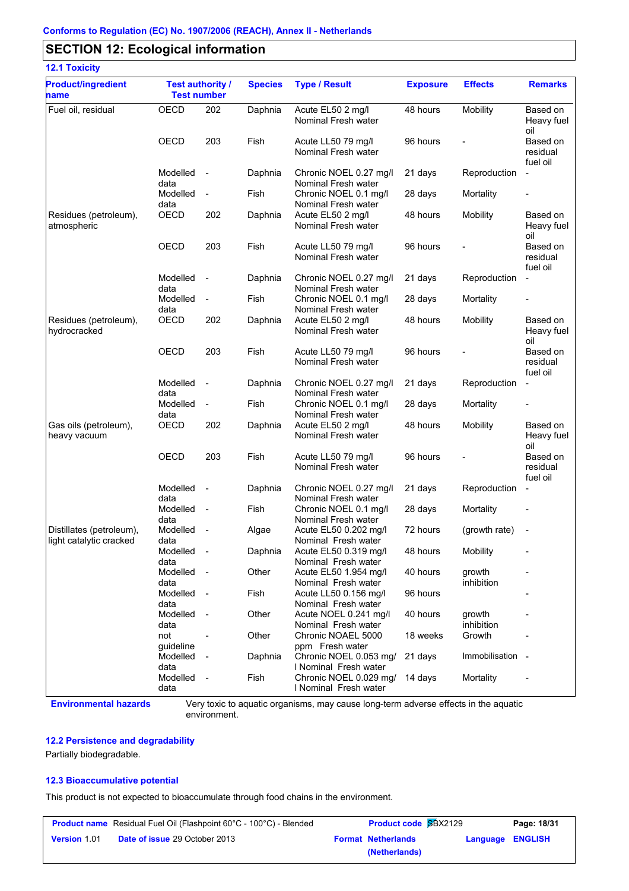Conforms to Regulation (EC) No. 1907/2006 (REACH), Annex II - Netherlands

## SECTION 12: Ecological information

### 12.1 Toxicity

| Product/ingredient name | Test authority / | Test number | Species | Type / Result | Exposure | Effects | Remarks |
|---|---|---|---|---|---|---|---|
| Fuel oil, residual | OECD | 202 | Daphnia | Acute EL50 2 mg/l Nominal Fresh water | 48 hours | Mobility | Based on Heavy fuel oil |
| | OECD | 203 | Fish | Acute LL50 79 mg/l Nominal Fresh water | 96 hours | - | Based on residual fuel oil |
| | Modelled data | - | Daphnia | Chronic NOEL 0.27 mg/l Nominal Fresh water | 21 days | Reproduction | - |
| | Modelled data | - | Fish | Chronic NOEL 0.1 mg/l Nominal Fresh water | 28 days | Mortality | - |
| Residues (petroleum), atmospheric | OECD | 202 | Daphnia | Acute EL50 2 mg/l Nominal Fresh water | 48 hours | Mobility | Based on Heavy fuel oil |
| | OECD | 203 | Fish | Acute LL50 79 mg/l Nominal Fresh water | 96 hours | - | Based on residual fuel oil |
| | Modelled data | - | Daphnia | Chronic NOEL 0.27 mg/l Nominal Fresh water | 21 days | Reproduction | - |
| | Modelled data | - | Fish | Chronic NOEL 0.1 mg/l Nominal Fresh water | 28 days | Mortality | - |
| Residues (petroleum), hydrocracked | OECD | 202 | Daphnia | Acute EL50 2 mg/l Nominal Fresh water | 48 hours | Mobility | Based on Heavy fuel oil |
| | OECD | 203 | Fish | Acute LL50 79 mg/l Nominal Fresh water | 96 hours | - | Based on residual fuel oil |
| | Modelled data | - | Daphnia | Chronic NOEL 0.27 mg/l Nominal Fresh water | 21 days | Reproduction | - |
| | Modelled data | - | Fish | Chronic NOEL 0.1 mg/l Nominal Fresh water | 28 days | Mortality | - |
| Gas oils (petroleum), heavy vacuum | OECD | 202 | Daphnia | Acute EL50 2 mg/l Nominal Fresh water | 48 hours | Mobility | Based on Heavy fuel oil |
| | OECD | 203 | Fish | Acute LL50 79 mg/l Nominal Fresh water | 96 hours | - | Based on residual fuel oil |
| | Modelled data | - | Daphnia | Chronic NOEL 0.27 mg/l Nominal Fresh water | 21 days | Reproduction | - |
| | Modelled data | - | Fish | Chronic NOEL 0.1 mg/l Nominal Fresh water | 28 days | Mortality | - |
| Distillates (petroleum), light catalytic cracked | Modelled data | - | Algae | Acute EL50 0.202 mg/l Nominal Fresh water | 72 hours | (growth rate) | - |
| | Modelled data | - | Daphnia | Acute EL50 0.319 mg/l Nominal Fresh water | 48 hours | Mobility | - |
| | Modelled data | - | Other | Acute EL50 1.954 mg/l Nominal Fresh water | 40 hours | growth inhibition | - |
| | Modelled data | - | Fish | Acute LL50 0.156 mg/l Nominal Fresh water | 96 hours | | - |
| | Modelled data | - | Other | Acute NOEL 0.241 mg/l Nominal Fresh water | 40 hours | growth inhibition | - |
| | not guideline | - | Other | Chronic NOAEL 5000 ppm Fresh water | 18 weeks | Growth | - |
| | Modelled data | - | Daphnia | Chronic NOEL 0.053 mg/l Nominal Fresh water | 21 days | Immobilisation | - |
| | Modelled data | - | Fish | Chronic NOEL 0.029 mg/l Nominal Fresh water | 14 days | Mortality | - |

**Environmental hazards** Very toxic to aquatic organisms, may cause long-term adverse effects in the aquatic environment.

### 12.2 Persistence and degradability

Partially biodegradable.

### 12.3 Bioaccumulative potential

This product is not expected to bioaccumulate through food chains in the environment.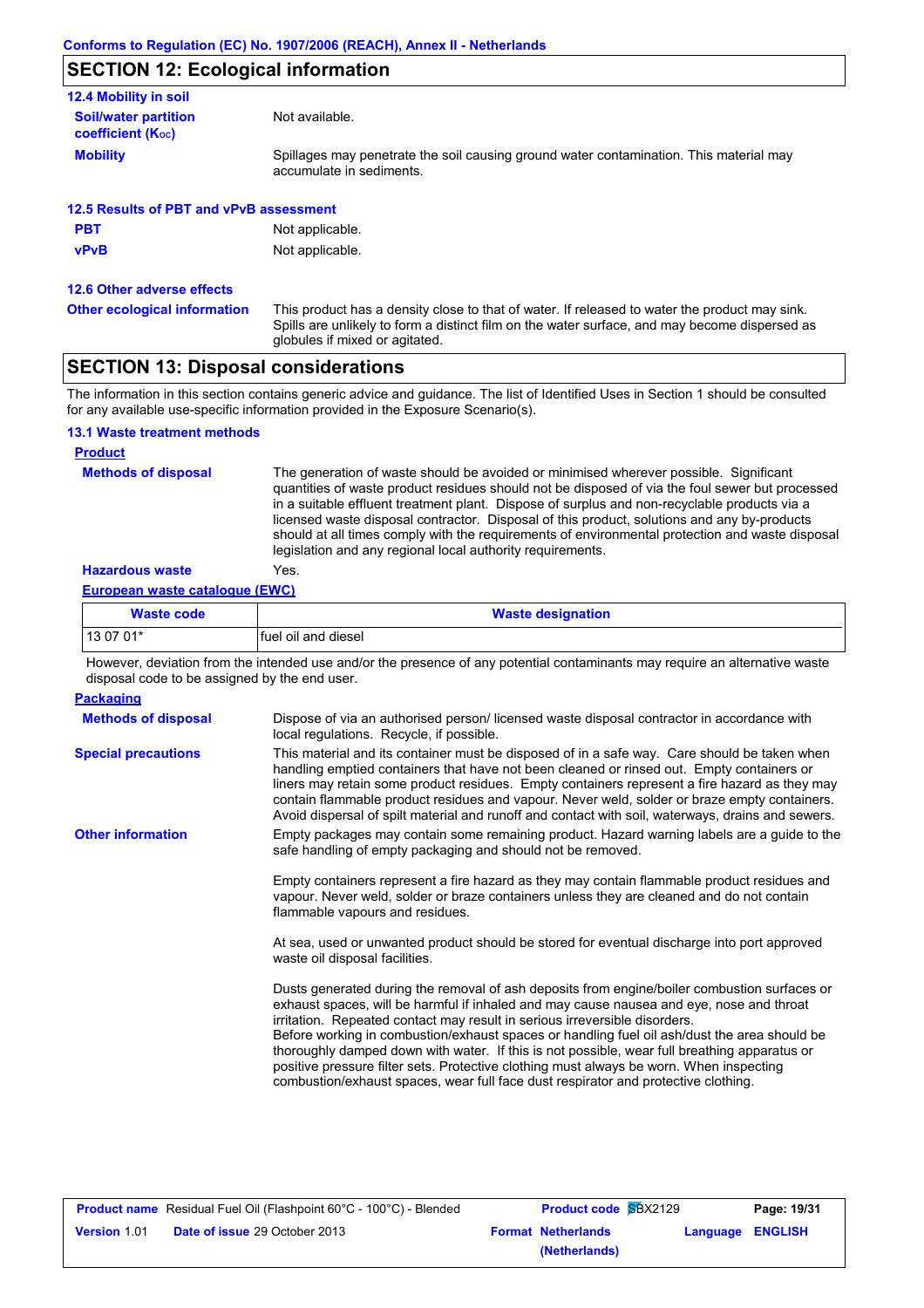## SECTION 12: Ecological information

### 12.4 Mobility in soil

**Soil/water partition coefficient ($K_{OC}$)**: Not available.

**Mobility**: Spillages may penetrate the soil causing ground water contamination. This material may accumulate in sediments.

### 12.5 Results of PBT and vPvB assessment

**PBT**: Not applicable.

**vPvB**: Not applicable.

### 12.6 Other adverse effects

**Other ecological information**: This product has a density close to that of water. If released to water the product may sink. Spills are unlikely to form a distinct film on the water surface, and may become dispersed as globules if mixed or agitated.

## SECTION 13: Disposal considerations

The information in this section contains generic advice and guidance. The list of Identified Uses in Section 1 should be consulted for any available use-specific information provided in the Exposure Scenario(s).

### 13.1 Waste treatment methods

**Product**

**Methods of disposal**: The generation of waste should be avoided or minimised wherever possible. Significant quantities of waste product residues should not be disposed of via the foul sewer but processed in a suitable effluent treatment plant. Dispose of surplus and non-recyclable products via a licensed waste disposal contractor. Disposal of this product, solutions and any by-products should at all times comply with the requirements of environmental protection and waste disposal legislation and any regional local authority requirements.

**Hazardous waste**: Yes.

**European waste catalogue (EWC)**

| Waste code | Waste designation |
|---|---|
| 13 07 01* | fuel oil and diesel |

However, deviation from the intended use and/or the presence of any potential contaminants may require an alternative waste disposal code to be assigned by the end user.

**Packaging**

**Methods of disposal**: Dispose of via an authorised person/ licensed waste disposal contractor in accordance with local regulations. Recycle, if possible.

**Special precautions**: This material and its container must be disposed of in a safe way. Care should be taken when handling emptied containers that have not been cleaned or rinsed out. Empty containers or liners may retain some product residues. Empty containers represent a fire hazard as they may contain flammable product residues and vapour. Never weld, solder or braze empty containers. Avoid dispersal of spilt material and runoff and contact with soil, waterways, drains and sewers.

**Other information**: Empty packages may contain some remaining product. Hazard warning labels are a guide to the safe handling of empty packaging and should not be removed.

Empty containers represent a fire hazard as they may contain flammable product residues and vapour. Never weld, solder or braze containers unless they are cleaned and do not contain flammable vapours and residues.

At sea, used or unwanted product should be stored for eventual discharge into port approved waste oil disposal facilities.

Dusts generated during the removal of ash deposits from engine/boiler combustion surfaces or exhaust spaces, will be harmful if inhaled and may cause nausea and eye, nose and throat irritation. Repeated contact may result in serious irreversible disorders.
Before working in combustion/exhaust spaces or handling fuel oil ash/dust the area should be thoroughly damped down with water. If this is not possible, wear full breathing apparatus or positive pressure filter sets. Protective clothing must always be worn. When inspecting combustion/exhaust spaces, wear full face dust respirator and protective clothing.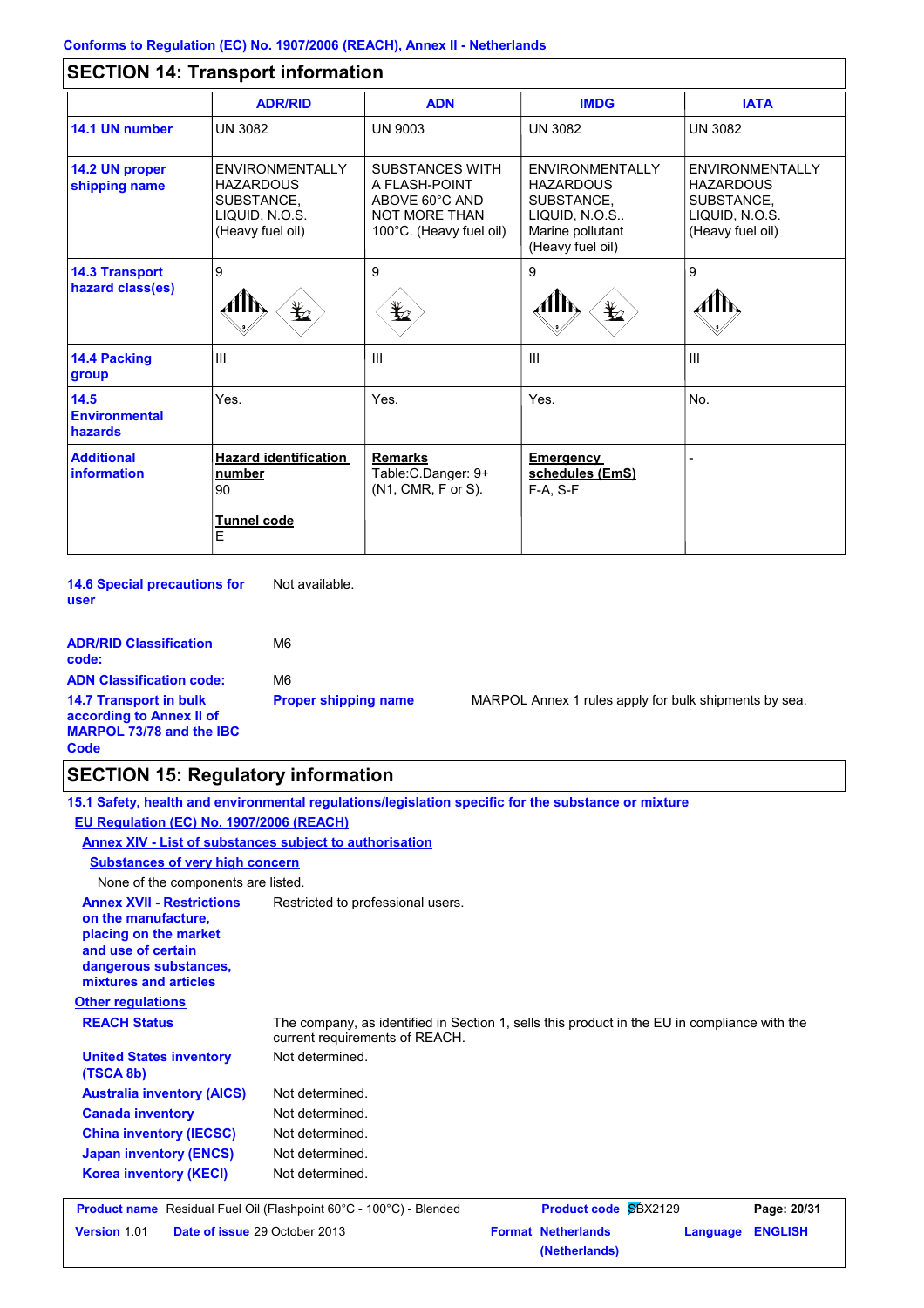Conforms to Regulation (EC) No. 1907/2006 (REACH), Annex II - Netherlands

## SECTION 14: Transport information

| | ADR/RID | ADN | IMDG | IATA |
|---|---|---|---|---|
| **14.1 UN number** | UN 3082 | UN 9003 | UN 3082 | UN 3082 |
| **14.2 UN proper shipping name** | ENVIRONMENTALLY HAZARDOUS SUBSTANCE, LIQUID, N.O.S. (Heavy fuel oil) | SUBSTANCES WITH A FLASH-POINT ABOVE 60°C AND NOT MORE THAN 100°C. (Heavy fuel oil) | ENVIRONMENTALLY HAZARDOUS SUBSTANCE, LIQUID, N.O.S.. Marine pollutant (Heavy fuel oil) | ENVIRONMENTALLY HAZARDOUS SUBSTANCE, LIQUID, N.O.S. (Heavy fuel oil) |
| **14.3 Transport hazard class(es)** | 9 | 9 | 9 | 9 |
| **14.4 Packing group** | III | III | III | III |
| **14.5 Environmental hazards** | Yes. | Yes. | Yes. | No. |
| **Additional information** | **Hazard identification number** 90 **Tunnel code** E | **Remarks** Table:C.Danger: 9+ (N1, CMR, F or S). | **Emergency schedules (EmS)** F-A, S-F | - |

**14.6 Special precautions for user** Not available.

**ADR/RID Classification code:** M6

**ADN Classification code:** M6

**14.7 Transport in bulk according to Annex II of MARPOL 73/78 and the IBC Code** **Proper shipping name** MARPOL Annex 1 rules apply for bulk shipments by sea.

## SECTION 15: Regulatory information

**15.1 Safety, health and environmental regulations/legislation specific for the substance or mixture**

**EU Regulation (EC) No. 1907/2006 (REACH)**

**Annex XIV - List of substances subject to authorisation**

**Substances of very high concern**

None of the components are listed.

**Annex XVII - Restrictions on the manufacture, placing on the market and use of certain dangerous substances, mixtures and articles** Restricted to professional users.

**Other regulations**

**REACH Status** The company, as identified in Section 1, sells this product in the EU in compliance with the current requirements of REACH.

**United States inventory (TSCA 8b)** Not determined.

**Australia inventory (AICS)** Not determined.

**Canada inventory** Not determined.

**China inventory (IECSC)** Not determined.

**Japan inventory (ENCS)** Not determined.

**Korea inventory (KECI)** Not determined.

**Product name** Residual Fuel Oil (Flashpoint 60°C - 100°C) - Blended **Product code** SBX2129
**Version** 1.01 **Date of issue** 29 October 2013 **Format** Netherlands (Netherlands) **Language** ENGLISH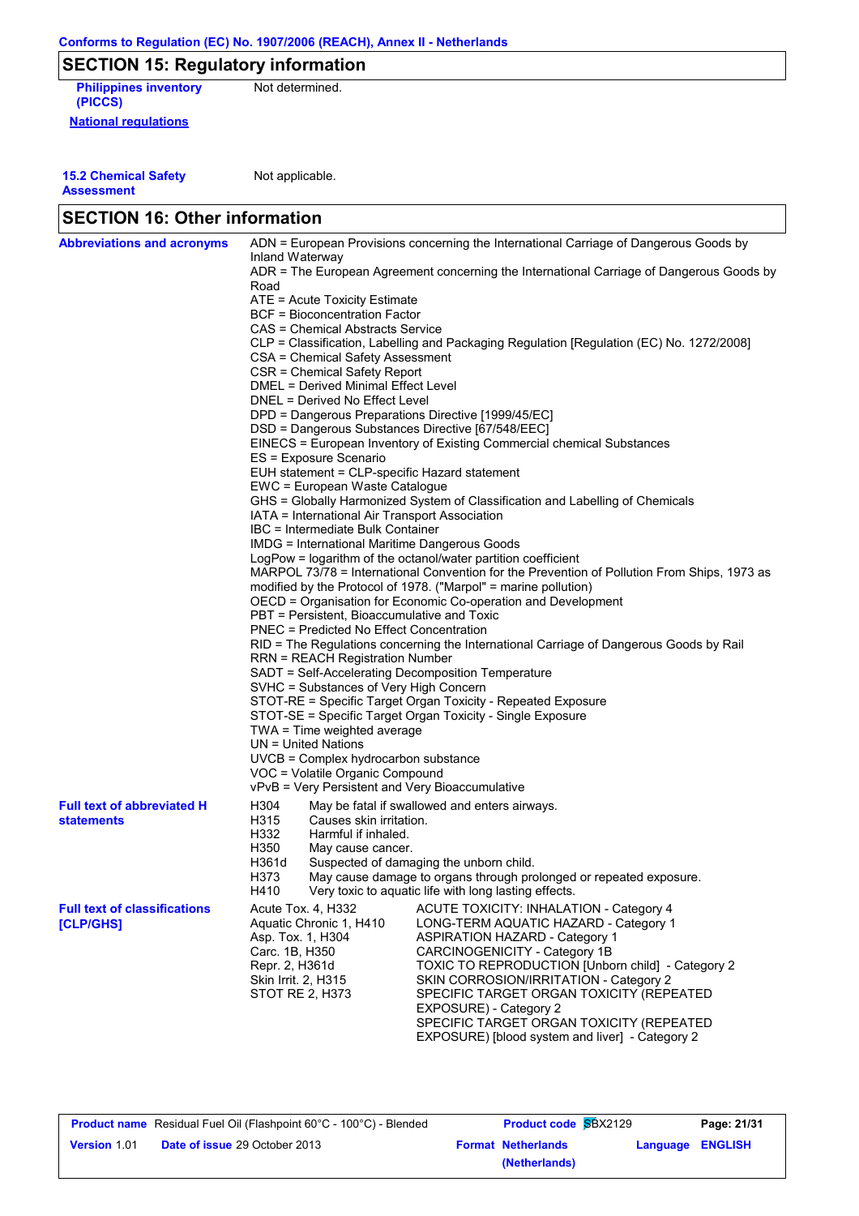## SECTION 15: Regulatory information

**Philippines inventory (PICCS)** Not determined.

**National regulations**

**15.2 Chemical Safety Assessment** Not applicable.

## SECTION 16: Other information

**Abbreviations and acronyms**

ADN = European Provisions concerning the International Carriage of Dangerous Goods by Inland Waterway
ADR = The European Agreement concerning the International Carriage of Dangerous Goods by Road
ATE = Acute Toxicity Estimate
BCF = Bioconcentration Factor
CAS = Chemical Abstracts Service
CLP = Classification, Labelling and Packaging Regulation [Regulation (EC) No. 1272/2008]
CSA = Chemical Safety Assessment
CSR = Chemical Safety Report
DMEL = Derived Minimal Effect Level
DNEL = Derived No Effect Level
DPD = Dangerous Preparations Directive [1999/45/EC]
DSD = Dangerous Substances Directive [67/548/EEC]
EINECS = European Inventory of Existing Commercial chemical Substances
ES = Exposure Scenario
EUH statement = CLP-specific Hazard statement
EWC = European Waste Catalogue
GHS = Globally Harmonized System of Classification and Labelling of Chemicals
IATA = International Air Transport Association
IBC = Intermediate Bulk Container
IMDG = International Maritime Dangerous Goods
LogPow = logarithm of the octanol/water partition coefficient
MARPOL 73/78 = International Convention for the Prevention of Pollution From Ships, 1973 as modified by the Protocol of 1978. ("Marpol" = marine pollution)
OECD = Organisation for Economic Co-operation and Development
PBT = Persistent, Bioaccumulative and Toxic
PNEC = Predicted No Effect Concentration
RID = The Regulations concerning the International Carriage of Dangerous Goods by Rail
RRN = REACH Registration Number
SADT = Self-Accelerating Decomposition Temperature
SVHC = Substances of Very High Concern
STOT-RE = Specific Target Organ Toxicity - Repeated Exposure
STOT-SE = Specific Target Organ Toxicity - Single Exposure
TWA = Time weighted average
UN = United Nations
UVCB = Complex hydrocarbon substance
VOC = Volatile Organic Compound
vPvB = Very Persistent and Very Bioaccumulative

**Full text of abbreviated H statements**

| | |
|---|---|
| H304 | May be fatal if swallowed and enters airways. |
| H315 | Causes skin irritation. |
| H332 | Harmful if inhaled. |
| H350 | May cause cancer. |
| H361d | Suspected of damaging the unborn child. |
| H373 | May cause damage to organs through prolonged or repeated exposure. |
| H410 | Very toxic to aquatic life with long lasting effects. |

**Full text of classifications [CLP/GHS]**

| | |
|---|---|
| Acute Tox. 4, H332 | ACUTE TOXICITY: INHALATION - Category 4 |
| Aquatic Chronic 1, H410 | LONG-TERM AQUATIC HAZARD - Category 1 |
| Asp. Tox. 1, H304 | ASPIRATION HAZARD - Category 1 |
| Carc. 1B, H350 | CARCINOGENICITY - Category 1B |
| Repr. 2, H361d | TOXIC TO REPRODUCTION [Unborn child] - Category 2 |
| Skin Irrit. 2, H315 | SKIN CORROSION/IRRITATION - Category 2 |
| STOT RE 2, H373 | SPECIFIC TARGET ORGAN TOXICITY (REPEATED EXPOSURE) - Category 2 |
| | SPECIFIC TARGET ORGAN TOXICITY (REPEATED EXPOSURE) [blood system and liver] - Category 2 |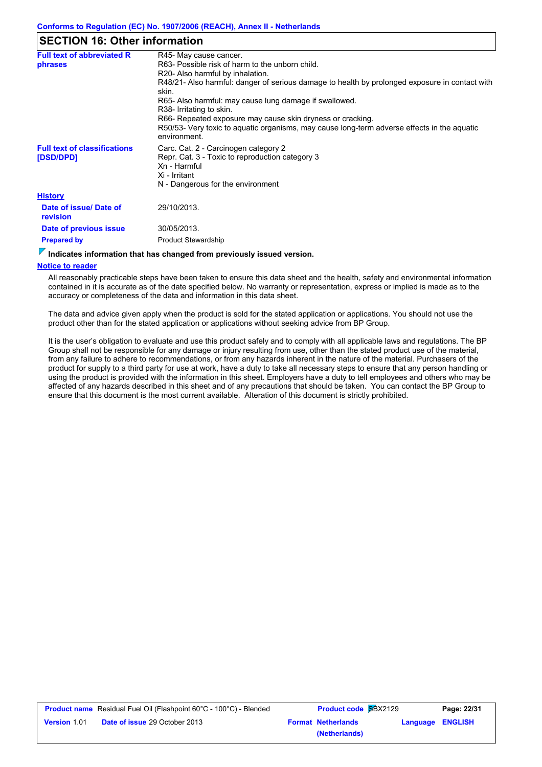## SECTION 16: Other information

| | |
|---|---|
| **Full text of abbreviated R phrases** | R45- May cause cancer.<br>R63- Possible risk of harm to the unborn child.<br>R20- Also harmful by inhalation.<br>R48/21- Also harmful: danger of serious damage to health by prolonged exposure in contact with skin.<br>R65- Also harmful: may cause lung damage if swallowed.<br>R38- Irritating to skin.<br>R66- Repeated exposure may cause skin dryness or cracking.<br>R50/53- Very toxic to aquatic organisms, may cause long-term adverse effects in the aquatic environment. |
| **Full text of classifications [DSD/DPD]** | Carc. Cat. 2 - Carcinogen category 2<br>Repr. Cat. 3 - Toxic to reproduction category 3<br>Xn - Harmful<br>Xi - Irritant<br>N - Dangerous for the environment |

**History**

| | |
|---|---|
| **Date of issue/ Date of revision** | 29/10/2013. |
| **Date of previous issue** | 30/05/2013. |
| **Prepared by** | Product Stewardship |

**Indicates information that has changed from previously issued version.**

**Notice to reader**

All reasonably practicable steps have been taken to ensure this data sheet and the health, safety and environmental information contained in it is accurate as of the date specified below. No warranty or representation, express or implied is made as to the accuracy or completeness of the data and information in this data sheet.

The data and advice given apply when the product is sold for the stated application or applications. You should not use the product other than for the stated application or applications without seeking advice from BP Group.

It is the user's obligation to evaluate and use this product safely and to comply with all applicable laws and regulations. The BP Group shall not be responsible for any damage or injury resulting from use, other than the stated product use of the material, from any failure to adhere to recommendations, or from any hazards inherent in the nature of the material. Purchasers of the product for supply to a third party for use at work, have a duty to take all necessary steps to ensure that any person handling or using the product is provided with the information in this sheet. Employers have a duty to tell employees and others who may be affected of any hazards described in this sheet and of any precautions that should be taken. You can contact the BP Group to ensure that this document is the most current available. Alteration of this document is strictly prohibited.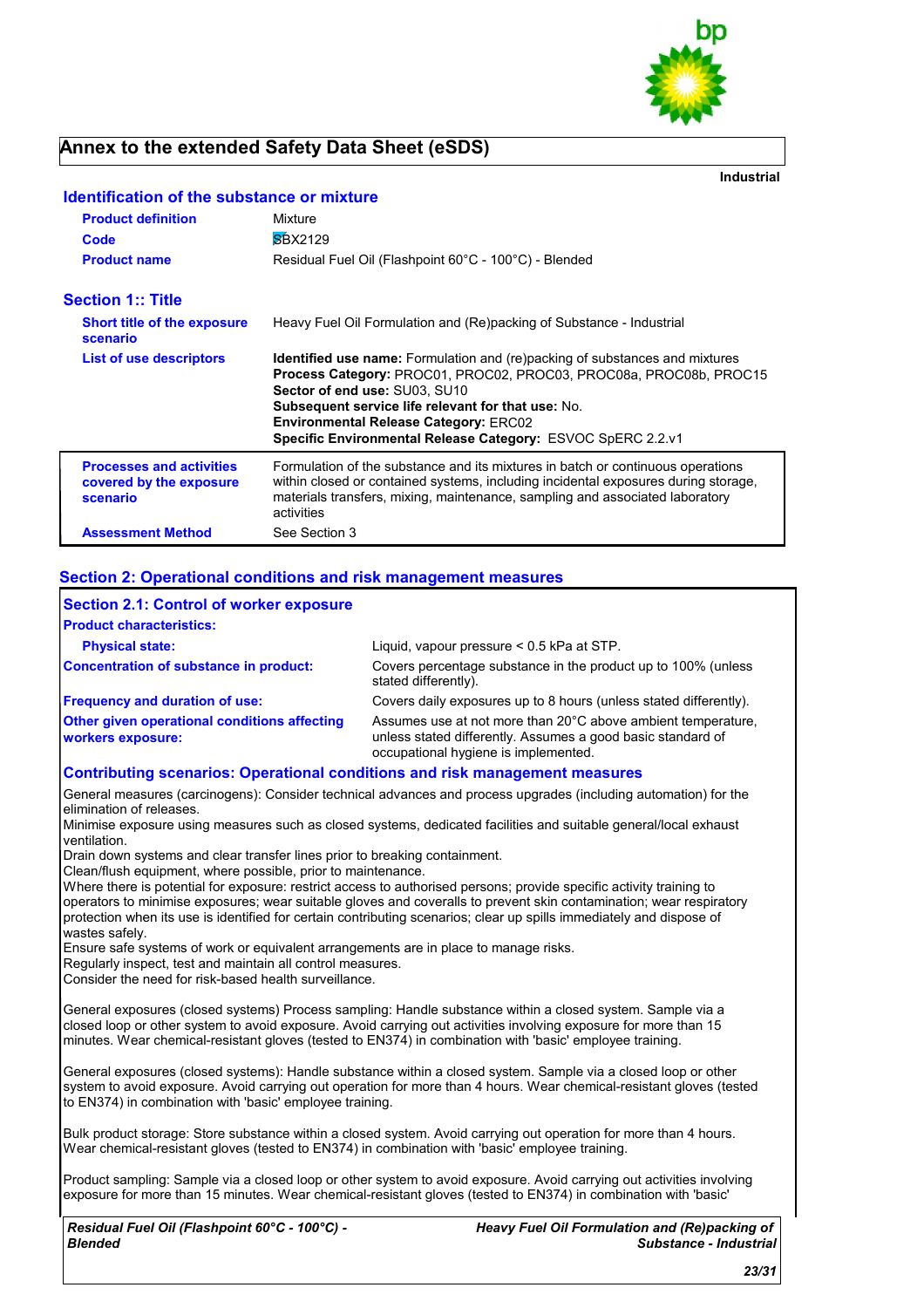# Annex to the extended Safety Data Sheet (eSDS)

**Industrial**

## Identification of the substance or mixture

| | |
|---|---|
| **Product definition** | Mixture |
| **Code** | SBX2129 |
| **Product name** | Residual Fuel Oil (Flashpoint 60°C - 100°C) - Blended |

## Section 1:: Title

| | |
|---|---|
| **Short title of the exposure scenario** | Heavy Fuel Oil Formulation and (Re)packing of Substance - Industrial |
| **List of use descriptors** | **Identified use name:** Formulation and (re)packing of substances and mixtures<br>**Process Category:** PROC01, PROC02, PROC03, PROC08a, PROC08b, PROC15<br>**Sector of end use:** SU03, SU10<br>**Subsequent service life relevant for that use:** No.<br>**Environmental Release Category:** ERC02<br>**Specific Environmental Release Category:** ESVOC SpERC 2.2.v1 |
| **Processes and activities covered by the exposure scenario** | Formulation of the substance and its mixtures in batch or continuous operations within closed or contained systems, including incidental exposures during storage, materials transfers, mixing, maintenance, sampling and associated laboratory activities |
| **Assessment Method** | See Section 3 |

## Section 2: Operational conditions and risk management measures

### Section 2.1: Control of worker exposure

**Product characteristics:**

| | |
|---|---|
| **Physical state:** | Liquid, vapour pressure < 0.5 kPa at STP. |
| **Concentration of substance in product:** | Covers percentage substance in the product up to 100% (unless stated differently). |
| **Frequency and duration of use:** | Covers daily exposures up to 8 hours (unless stated differently). |
| **Other given operational conditions affecting workers exposure:** | Assumes use at not more than 20°C above ambient temperature, unless stated differently. Assumes a good basic standard of occupational hygiene is implemented. |

### Contributing scenarios: Operational conditions and risk management measures

General measures (carcinogens): Consider technical advances and process upgrades (including automation) for the elimination of releases.
Minimise exposure using measures such as closed systems, dedicated facilities and suitable general/local exhaust ventilation.
Drain down systems and clear transfer lines prior to breaking containment.
Clean/flush equipment, where possible, prior to maintenance.
Where there is potential for exposure: restrict access to authorised persons; provide specific activity training to operators to minimise exposures; wear suitable gloves and coveralls to prevent skin contamination; wear respiratory protection when its use is identified for certain contributing scenarios; clear up spills immediately and dispose of wastes safely.
Ensure safe systems of work or equivalent arrangements are in place to manage risks.
Regularly inspect, test and maintain all control measures.
Consider the need for risk-based health surveillance.

General exposures (closed systems) Process sampling: Handle substance within a closed system. Sample via a closed loop or other system to avoid exposure. Avoid carrying out activities involving exposure for more than 15 minutes. Wear chemical-resistant gloves (tested to EN374) in combination with 'basic' employee training.

General exposures (closed systems): Handle substance within a closed system. Sample via a closed loop or other system to avoid exposure. Avoid carrying out operation for more than 4 hours. Wear chemical-resistant gloves (tested to EN374) in combination with 'basic' employee training.

Bulk product storage: Store substance within a closed system. Avoid carrying out operation for more than 4 hours. Wear chemical-resistant gloves (tested to EN374) in combination with 'basic' employee training.

Product sampling: Sample via a closed loop or other system to avoid exposure. Avoid carrying out activities involving exposure for more than 15 minutes. Wear chemical-resistant gloves (tested to EN374) in combination with 'basic'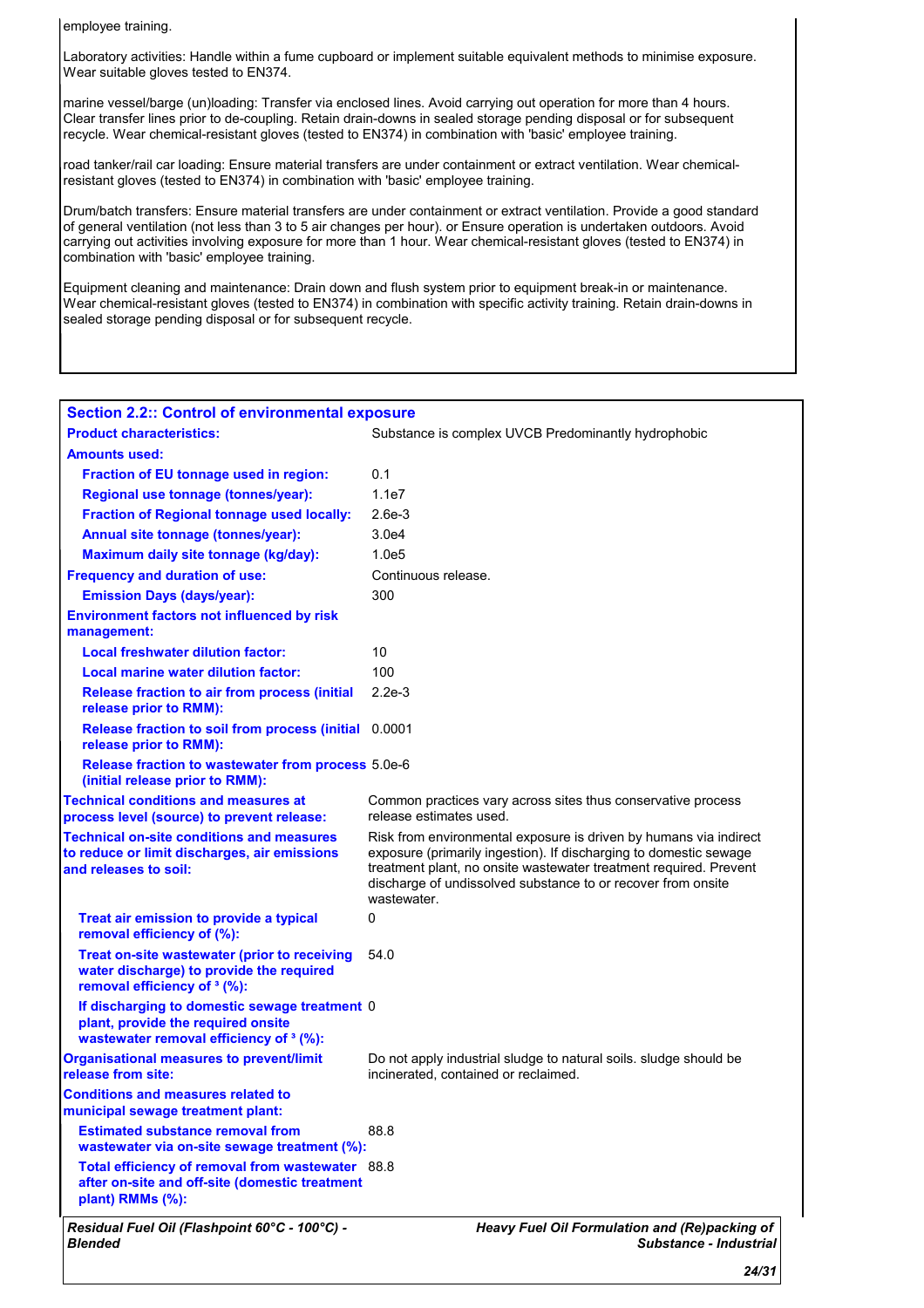employee training.

Laboratory activities: Handle within a fume cupboard or implement suitable equivalent methods to minimise exposure. Wear suitable gloves tested to EN374.

marine vessel/barge (un)loading: Transfer via enclosed lines. Avoid carrying out operation for more than 4 hours. Clear transfer lines prior to de-coupling. Retain drain-downs in sealed storage pending disposal or for subsequent recycle. Wear chemical-resistant gloves (tested to EN374) in combination with 'basic' employee training.

road tanker/rail car loading: Ensure material transfers are under containment or extract ventilation. Wear chemical-resistant gloves (tested to EN374) in combination with 'basic' employee training.

Drum/batch transfers: Ensure material transfers are under containment or extract ventilation. Provide a good standard of general ventilation (not less than 3 to 5 air changes per hour). or Ensure operation is undertaken outdoors. Avoid carrying out activities involving exposure for more than 1 hour. Wear chemical-resistant gloves (tested to EN374) in combination with 'basic' employee training.

Equipment cleaning and maintenance: Drain down and flush system prior to equipment break-in or maintenance. Wear chemical-resistant gloves (tested to EN374) in combination with specific activity training. Retain drain-downs in sealed storage pending disposal or for subsequent recycle.

## Section 2.2:: Control of environmental exposure

| | |
|---|---|
| **Product characteristics:** | Substance is complex UVCB Predominantly hydrophobic |
| **Amounts used:** | |
| **Fraction of EU tonnage used in region:** | 0.1 |
| **Regional use tonnage (tonnes/year):** | 1.1e7 |
| **Fraction of Regional tonnage used locally:** | 2.6e-3 |
| **Annual site tonnage (tonnes/year):** | 3.0e4 |
| **Maximum daily site tonnage (kg/day):** | 1.0e5 |
| **Frequency and duration of use:** | Continuous release. |
| **Emission Days (days/year):** | 300 |
| **Environment factors not influenced by risk management:** | |
| **Local freshwater dilution factor:** | 10 |
| **Local marine water dilution factor:** | 100 |
| **Release fraction to air from process (initial release prior to RMM):** | 2.2e-3 |
| **Release fraction to soil from process (initial release prior to RMM):** | 0.0001 |
| **Release fraction to wastewater from process (initial release prior to RMM):** | 5.0e-6 |
| **Technical conditions and measures at process level (source) to prevent release:** | Common practices vary across sites thus conservative process release estimates used. |
| **Technical on-site conditions and measures to reduce or limit discharges, air emissions and releases to soil:** | Risk from environmental exposure is driven by humans via indirect exposure (primarily ingestion). If discharging to domestic sewage treatment plant, no onsite wastewater treatment required. Prevent discharge of undissolved substance to or recover from onsite wastewater. |
| **Treat air emission to provide a typical removal efficiency of (%):** | 0 |
| **Treat on-site wastewater (prior to receiving water discharge) to provide the required removal efficiency of ³ (%):** | 54.0 |
| **If discharging to domestic sewage treatment plant, provide the required onsite wastewater removal efficiency of ³ (%):** | 0 |
| **Organisational measures to prevent/limit release from site:** | Do not apply industrial sludge to natural soils. sludge should be incinerated, contained or reclaimed. |
| **Conditions and measures related to municipal sewage treatment plant:** | |
| **Estimated substance removal from wastewater via on-site sewage treatment (%):** | 88.8 |
| **Total efficiency of removal from wastewater after on-site and off-site (domestic treatment plant) RMMs (%):** | 88.8 |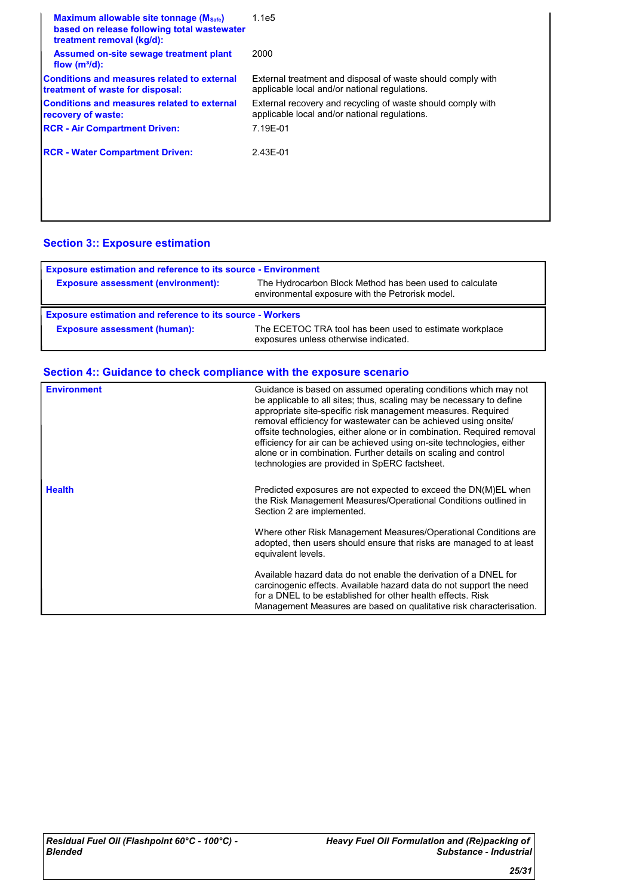| | |
|---|---|
| **Maximum allowable site tonnage ($M_{Safe}$) based on release following total wastewater treatment removal (kg/d):** | 1.1e5 |
| **Assumed on-site sewage treatment plant flow ($m^3$/d):** | 2000 |
| **Conditions and measures related to external treatment of waste for disposal:** | External treatment and disposal of waste should comply with applicable local and/or national regulations. |
| **Conditions and measures related to external recovery of waste:** | External recovery and recycling of waste should comply with applicable local and/or national regulations. |
| **RCR - Air Compartment Driven:** | 7.19E-01 |
| **RCR - Water Compartment Driven:** | 2.43E-01 |

## Section 3:: Exposure estimation

| **Exposure estimation and reference to its source - Environment** | |
|---|---|
| **Exposure assessment (environment):** | The Hydrocarbon Block Method has been used to calculate environmental exposure with the Petrorisk model. |

| **Exposure estimation and reference to its source - Workers** | |
|---|---|
| **Exposure assessment (human):** | The ECETOC TRA tool has been used to estimate workplace exposures unless otherwise indicated. |

## Section 4:: Guidance to check compliance with the exposure scenario

| | |
|---|---|
| **Environment** | Guidance is based on assumed operating conditions which may not be applicable to all sites; thus, scaling may be necessary to define appropriate site-specific risk management measures. Required removal efficiency for wastewater can be achieved using onsite/offsite technologies, either alone or in combination. Required removal efficiency for air can be achieved using on-site technologies, either alone or in combination. Further details on scaling and control technologies are provided in SpERC factsheet. |
| **Health** | Predicted exposures are not expected to exceed the DN(M)EL when the Risk Management Measures/Operational Conditions outlined in Section 2 are implemented.<br><br>Where other Risk Management Measures/Operational Conditions are adopted, then users should ensure that risks are managed to at least equivalent levels.<br><br>Available hazard data do not enable the derivation of a DNEL for carcinogenic effects. Available hazard data do not support the need for a DNEL to be established for other health effects. Risk Management Measures are based on qualitative risk characterisation. |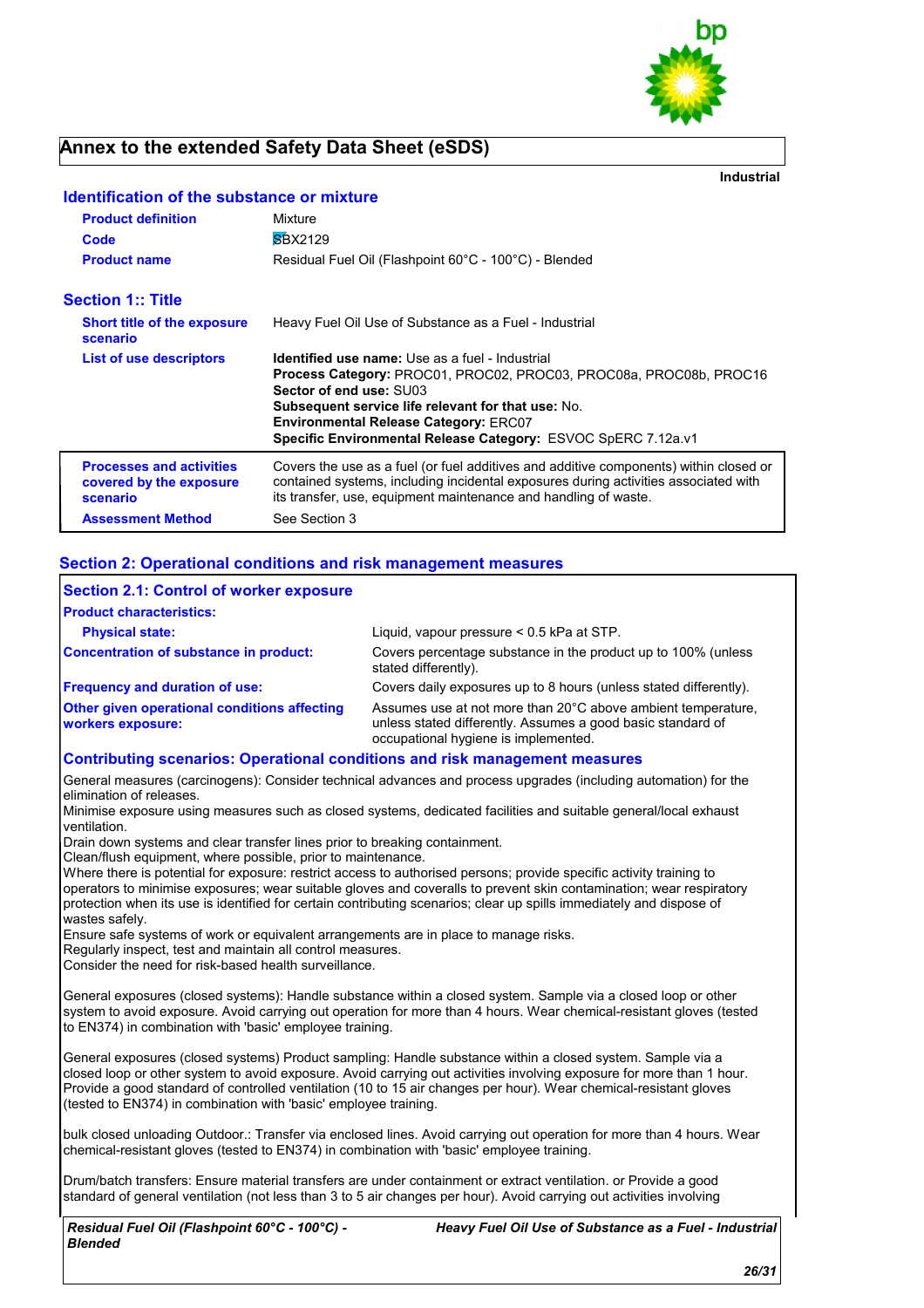# Annex to the extended Safety Data Sheet (eSDS)

**Industrial**

## Identification of the substance or mixture

| | |
|---|---|
| **Product definition** | Mixture |
| **Code** | SBX2129 |
| **Product name** | Residual Fuel Oil (Flashpoint 60°C - 100°C) - Blended |

## Section 1:: Title

| | |
|---|---|
| **Short title of the exposure scenario** | Heavy Fuel Oil Use of Substance as a Fuel - Industrial |
| **List of use descriptors** | **Identified use name:** Use as a fuel - Industrial<br>**Process Category:** PROC01, PROC02, PROC03, PROC08a, PROC08b, PROC16<br>**Sector of end use:** SU03<br>**Subsequent service life relevant for that use:** No.<br>**Environmental Release Category:** ERC07<br>**Specific Environmental Release Category:** ESVOC SpERC 7.12a.v1 |
| **Processes and activities covered by the exposure scenario** | Covers the use as a fuel (or fuel additives and additive components) within closed or contained systems, including incidental exposures during activities associated with its transfer, use, equipment maintenance and handling of waste. |
| **Assessment Method** | See Section 3 |

## Section 2: Operational conditions and risk management measures

### Section 2.1: Control of worker exposure

**Product characteristics:**

| | |
|---|---|
| **Physical state:** | Liquid, vapour pressure < 0.5 kPa at STP. |
| **Concentration of substance in product:** | Covers percentage substance in the product up to 100% (unless stated differently). |
| **Frequency and duration of use:** | Covers daily exposures up to 8 hours (unless stated differently). |
| **Other given operational conditions affecting workers exposure:** | Assumes use at not more than 20°C above ambient temperature, unless stated differently. Assumes a good basic standard of occupational hygiene is implemented. |

### Contributing scenarios: Operational conditions and risk management measures

General measures (carcinogens): Consider technical advances and process upgrades (including automation) for the elimination of releases.
Minimise exposure using measures such as closed systems, dedicated facilities and suitable general/local exhaust ventilation.
Drain down systems and clear transfer lines prior to breaking containment.
Clean/flush equipment, where possible, prior to maintenance.
Where there is potential for exposure: restrict access to authorised persons; provide specific activity training to operators to minimise exposures; wear suitable gloves and coveralls to prevent skin contamination; wear respiratory protection when its use is identified for certain contributing scenarios; clear up spills immediately and dispose of wastes safely.
Ensure safe systems of work or equivalent arrangements are in place to manage risks.
Regularly inspect, test and maintain all control measures.
Consider the need for risk-based health surveillance.

General exposures (closed systems): Handle substance within a closed system. Sample via a closed loop or other system to avoid exposure. Avoid carrying out operation for more than 4 hours. Wear chemical-resistant gloves (tested to EN374) in combination with 'basic' employee training.

General exposures (closed systems) Product sampling: Handle substance within a closed system. Sample via a closed loop or other system to avoid exposure. Avoid carrying out activities involving exposure for more than 1 hour. Provide a good standard of controlled ventilation (10 to 15 air changes per hour). Wear chemical-resistant gloves (tested to EN374) in combination with 'basic' employee training.

bulk closed unloading Outdoor.: Transfer via enclosed lines. Avoid carrying out operation for more than 4 hours. Wear chemical-resistant gloves (tested to EN374) in combination with 'basic' employee training.

Drum/batch transfers: Ensure material transfers are under containment or extract ventilation. or Provide a good standard of general ventilation (not less than 3 to 5 air changes per hour). Avoid carrying out activities involving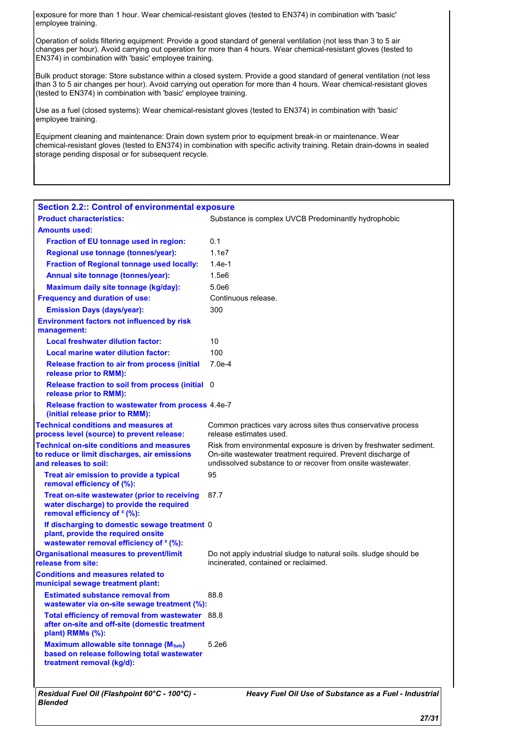exposure for more than 1 hour. Wear chemical-resistant gloves (tested to EN374) in combination with 'basic' employee training.

Operation of solids filtering equipment: Provide a good standard of general ventilation (not less than 3 to 5 air changes per hour). Avoid carrying out operation for more than 4 hours. Wear chemical-resistant gloves (tested to EN374) in combination with 'basic' employee training.

Bulk product storage: Store substance within a closed system. Provide a good standard of general ventilation (not less than 3 to 5 air changes per hour). Avoid carrying out operation for more than 4 hours. Wear chemical-resistant gloves (tested to EN374) in combination with 'basic' employee training.

Use as a fuel (closed systems): Wear chemical-resistant gloves (tested to EN374) in combination with 'basic' employee training.

Equipment cleaning and maintenance: Drain down system prior to equipment break-in or maintenance. Wear chemical-resistant gloves (tested to EN374) in combination with specific activity training. Retain drain-downs in sealed storage pending disposal or for subsequent recycle.

## Section 2.2:: Control of environmental exposure

| | |
|---|---|
| **Product characteristics:** | Substance is complex UVCB Predominantly hydrophobic |
| **Amounts used:** | |
| **Fraction of EU tonnage used in region:** | 0.1 |
| **Regional use tonnage (tonnes/year):** | 1.1e7 |
| **Fraction of Regional tonnage used locally:** | 1.4e-1 |
| **Annual site tonnage (tonnes/year):** | 1.5e6 |
| **Maximum daily site tonnage (kg/day):** | 5.0e6 |
| **Frequency and duration of use:** | Continuous release. |
| **Emission Days (days/year):** | 300 |
| **Environment factors not influenced by risk management:** | |
| **Local freshwater dilution factor:** | 10 |
| **Local marine water dilution factor:** | 100 |
| **Release fraction to air from process (initial release prior to RMM):** | 7.0e-4 |
| **Release fraction to soil from process (initial release prior to RMM):** | 0 |
| **Release fraction to wastewater from process (initial release prior to RMM):** | 4.4e-7 |
| **Technical conditions and measures at process level (source) to prevent release:** | Common practices vary across sites thus conservative process release estimates used. |
| **Technical on-site conditions and measures to reduce or limit discharges, air emissions and releases to soil:** | Risk from environmental exposure is driven by freshwater sediment. On-site wastewater treatment required. Prevent discharge of undissolved substance to or recover from onsite wastewater. |
| **Treat air emission to provide a typical removal efficiency of (%):** | 95 |
| **Treat on-site wastewater (prior to receiving water discharge) to provide the required removal efficiency of ³ (%):** | 87.7 |
| **If discharging to domestic sewage treatment plant, provide the required onsite wastewater removal efficiency of ³ (%):** | 0 |
| **Organisational measures to prevent/limit release from site:** | Do not apply industrial sludge to natural soils. sludge should be incinerated, contained or reclaimed. |
| **Conditions and measures related to municipal sewage treatment plant:** | |
| **Estimated substance removal from wastewater via on-site sewage treatment (%):** | 88.8 |
| **Total efficiency of removal from wastewater after on-site and off-site (domestic treatment plant) RMMs (%):** | 88.8 |
| **Maximum allowable site tonnage ($M_{Safe}$) based on release following total wastewater treatment removal (kg/d):** | 5.2e6 |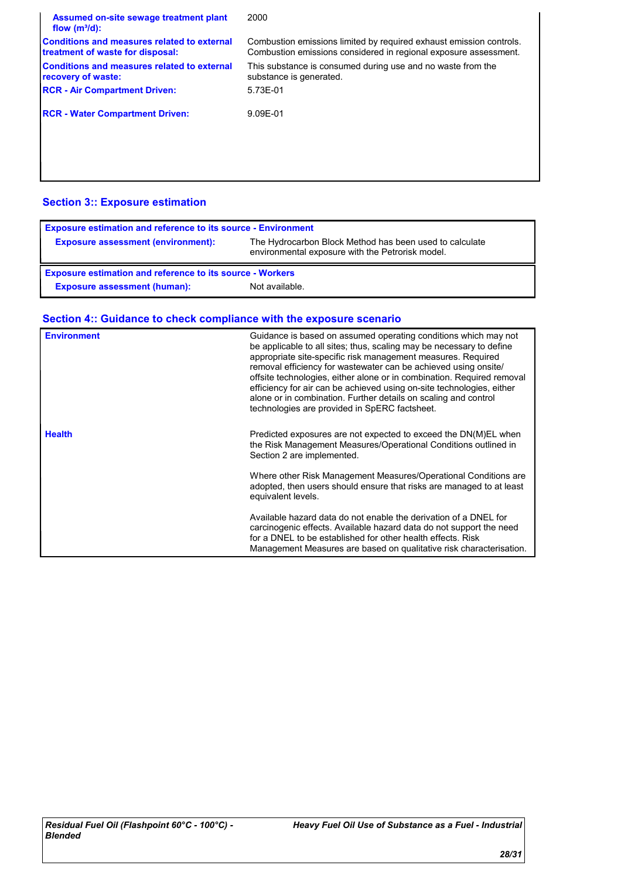| | |
|---|---|
| **Assumed on-site sewage treatment plant flow (m³/d):** | 2000 |
| **Conditions and measures related to external treatment of waste for disposal:** | Combustion emissions limited by required exhaust emission controls. Combustion emissions considered in regional exposure assessment. |
| **Conditions and measures related to external recovery of waste:** | This substance is consumed during use and no waste from the substance is generated. |
| **RCR - Air Compartment Driven:** | 5.73E-01 |
| **RCR - Water Compartment Driven:** | 9.09E-01 |

## Section 3:: Exposure estimation

| Exposure estimation and reference to its source - Environment | |
|---|---|
| **Exposure assessment (environment):** | The Hydrocarbon Block Method has been used to calculate environmental exposure with the Petrorisk model. |

| Exposure estimation and reference to its source - Workers | |
|---|---|
| **Exposure assessment (human):** | Not available. |

## Section 4:: Guidance to check compliance with the exposure scenario

| | |
|---|---|
| **Environment** | Guidance is based on assumed operating conditions which may not be applicable to all sites; thus, scaling may be necessary to define appropriate site-specific risk management measures. Required removal efficiency for wastewater can be achieved using onsite/ offsite technologies, either alone or in combination. Required removal efficiency for air can be achieved using on-site technologies, either alone or in combination. Further details on scaling and control technologies are provided in SpERC factsheet. |
| **Health** | Predicted exposures are not expected to exceed the DN(M)EL when the Risk Management Measures/Operational Conditions outlined in Section 2 are implemented.<br><br>Where other Risk Management Measures/Operational Conditions are adopted, then users should ensure that risks are managed to at least equivalent levels.<br><br>Available hazard data do not enable the derivation of a DNEL for carcinogenic effects. Available hazard data do not support the need for a DNEL to be established for other health effects. Risk Management Measures are based on qualitative risk characterisation. |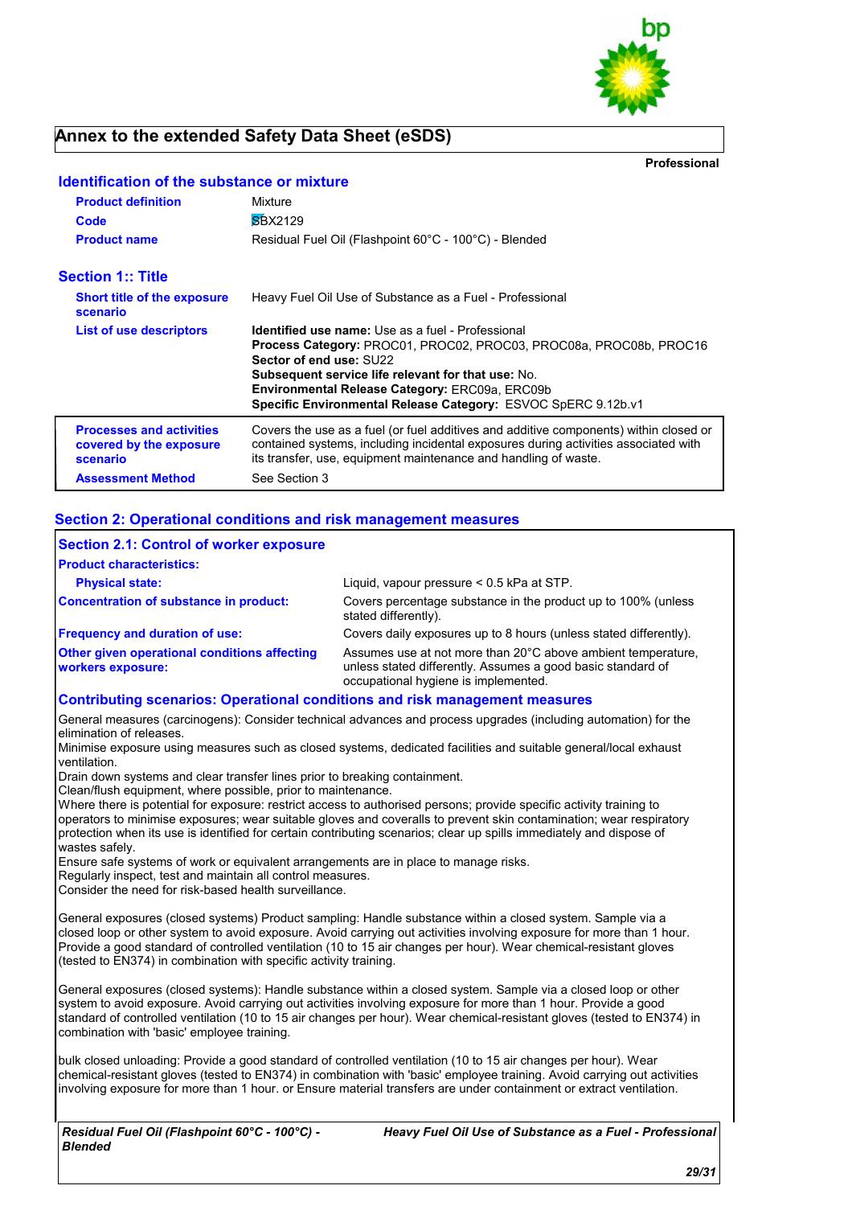# Annex to the extended Safety Data Sheet (eSDS)

**Professional**

## Identification of the substance or mixture

| | |
|---|---|
| **Product definition** | Mixture |
| **Code** | SBX2129 |
| **Product name** | Residual Fuel Oil (Flashpoint 60°C - 100°C) - Blended |

## Section 1:: Title

| | |
|---|---|
| **Short title of the exposure scenario** | Heavy Fuel Oil Use of Substance as a Fuel - Professional |
| **List of use descriptors** | **Identified use name:** Use as a fuel - Professional<br>**Process Category:** PROC01, PROC02, PROC03, PROC08a, PROC08b, PROC16<br>**Sector of end use:** SU22<br>**Subsequent service life relevant for that use:** No.<br>**Environmental Release Category:** ERC09a, ERC09b<br>**Specific Environmental Release Category:** ESVOC SpERC 9.12b.v1 |
| **Processes and activities covered by the exposure scenario** | Covers the use as a fuel (or fuel additives and additive components) within closed or contained systems, including incidental exposures during activities associated with its transfer, use, equipment maintenance and handling of waste. |
| **Assessment Method** | See Section 3 |

## Section 2: Operational conditions and risk management measures

### Section 2.1: Control of worker exposure

**Product characteristics:**

| | |
|---|---|
| **Physical state:** | Liquid, vapour pressure < 0.5 kPa at STP. |
| **Concentration of substance in product:** | Covers percentage substance in the product up to 100% (unless stated differently). |
| **Frequency and duration of use:** | Covers daily exposures up to 8 hours (unless stated differently). |
| **Other given operational conditions affecting workers exposure:** | Assumes use at not more than 20°C above ambient temperature, unless stated differently. Assumes a good basic standard of occupational hygiene is implemented. |

### Contributing scenarios: Operational conditions and risk management measures

General measures (carcinogens): Consider technical advances and process upgrades (including automation) for the elimination of releases.
Minimise exposure using measures such as closed systems, dedicated facilities and suitable general/local exhaust ventilation.
Drain down systems and clear transfer lines prior to breaking containment.
Clean/flush equipment, where possible, prior to maintenance.
Where there is potential for exposure: restrict access to authorised persons; provide specific activity training to operators to minimise exposures; wear suitable gloves and coveralls to prevent skin contamination; wear respiratory protection when its use is identified for certain contributing scenarios; clear up spills immediately and dispose of wastes safely.
Ensure safe systems of work or equivalent arrangements are in place to manage risks.
Regularly inspect, test and maintain all control measures.
Consider the need for risk-based health surveillance.

General exposures (closed systems) Product sampling: Handle substance within a closed system. Sample via a closed loop or other system to avoid exposure. Avoid carrying out activities involving exposure for more than 1 hour. Provide a good standard of controlled ventilation (10 to 15 air changes per hour). Wear chemical-resistant gloves (tested to EN374) in combination with specific activity training.

General exposures (closed systems): Handle substance within a closed system. Sample via a closed loop or other system to avoid exposure. Avoid carrying out activities involving exposure for more than 1 hour. Provide a good standard of controlled ventilation (10 to 15 air changes per hour). Wear chemical-resistant gloves (tested to EN374) in combination with 'basic' employee training.

bulk closed unloading: Provide a good standard of controlled ventilation (10 to 15 air changes per hour). Wear chemical-resistant gloves (tested to EN374) in combination with 'basic' employee training. Avoid carrying out activities involving exposure for more than 1 hour. or Ensure material transfers are under containment or extract ventilation.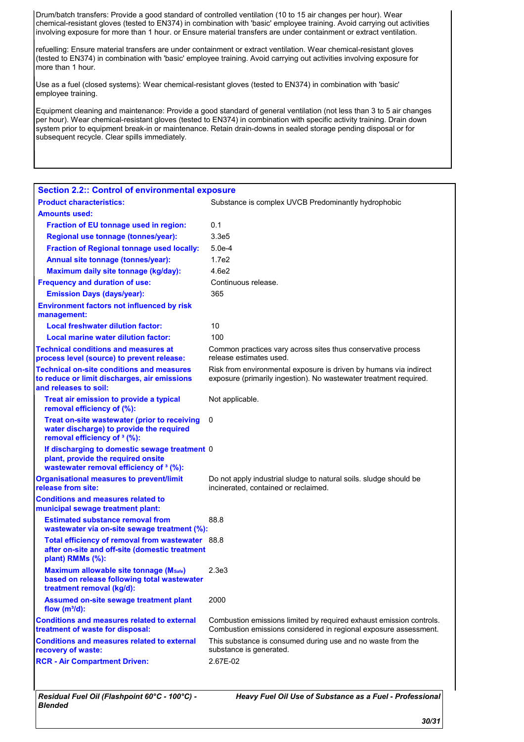Drum/batch transfers: Provide a good standard of controlled ventilation (10 to 15 air changes per hour). Wear chemical-resistant gloves (tested to EN374) in combination with 'basic' employee training. Avoid carrying out activities involving exposure for more than 1 hour. or Ensure material transfers are under containment or extract ventilation.

refuelling: Ensure material transfers are under containment or extract ventilation. Wear chemical-resistant gloves (tested to EN374) in combination with 'basic' employee training. Avoid carrying out activities involving exposure for more than 1 hour.

Use as a fuel (closed systems): Wear chemical-resistant gloves (tested to EN374) in combination with 'basic' employee training.

Equipment cleaning and maintenance: Provide a good standard of general ventilation (not less than 3 to 5 air changes per hour). Wear chemical-resistant gloves (tested to EN374) in combination with specific activity training. Drain down system prior to equipment break-in or maintenance. Retain drain-downs in sealed storage pending disposal or for subsequent recycle. Clear spills immediately.

## Section 2.2:: Control of environmental exposure

| | |
|---|---|
| **Product characteristics:** | Substance is complex UVCB Predominantly hydrophobic |
| **Amounts used:** | |
| **Fraction of EU tonnage used in region:** | 0.1 |
| **Regional use tonnage (tonnes/year):** | 3.3e5 |
| **Fraction of Regional tonnage used locally:** | 5.0e-4 |
| **Annual site tonnage (tonnes/year):** | 1.7e2 |
| **Maximum daily site tonnage (kg/day):** | 4.6e2 |
| **Frequency and duration of use:** | Continuous release. |
| **Emission Days (days/year):** | 365 |
| **Environment factors not influenced by risk management:** | |
| **Local freshwater dilution factor:** | 10 |
| **Local marine water dilution factor:** | 100 |
| **Technical conditions and measures at process level (source) to prevent release:** | Common practices vary across sites thus conservative process release estimates used. |
| **Technical on-site conditions and measures to reduce or limit discharges, air emissions and releases to soil:** | Risk from environmental exposure is driven by humans via indirect exposure (primarily ingestion). No wastewater treatment required. |
| **Treat air emission to provide a typical removal efficiency of (%):** | Not applicable. |
| **Treat on-site wastewater (prior to receiving water discharge) to provide the required removal efficiency of ³ (%):** | 0 |
| **If discharging to domestic sewage treatment plant, provide the required onsite wastewater removal efficiency of ³ (%):** | 0 |
| **Organisational measures to prevent/limit release from site:** | Do not apply industrial sludge to natural soils. sludge should be incinerated, contained or reclaimed. |
| **Conditions and measures related to municipal sewage treatment plant:** | |
| **Estimated substance removal from wastewater via on-site sewage treatment (%):** | 88.8 |
| **Total efficiency of removal from wastewater after on-site and off-site (domestic treatment plant) RMMs (%):** | 88.8 |
| **Maximum allowable site tonnage ($M_{Safe}$) based on release following total wastewater treatment removal (kg/d):** | 2.3e3 |
| **Assumed on-site sewage treatment plant flow ($m^3$/d):** | 2000 |
| **Conditions and measures related to external treatment of waste for disposal:** | Combustion emissions limited by required exhaust emission controls. Combustion emissions considered in regional exposure assessment. |
| **Conditions and measures related to external recovery of waste:** | This substance is consumed during use and no waste from the substance is generated. |
| **RCR - Air Compartment Driven:** | 2.67E-02 |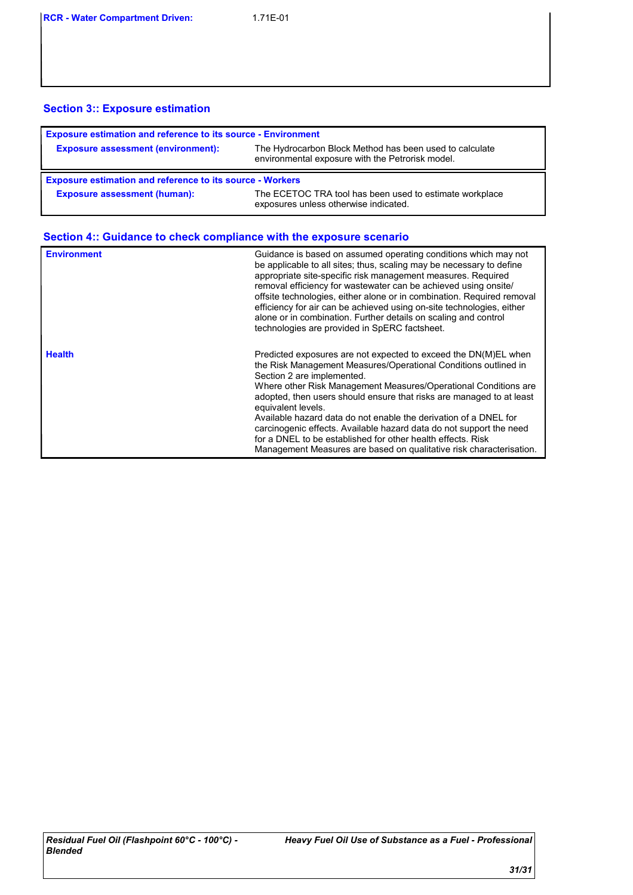| | |
|---|---|
| **RCR - Water Compartment Driven:** | 1.71E-01 |

## Section 3:: Exposure estimation

| **Exposure estimation and reference to its source - Environment** | |
|---|---|
| **Exposure assessment (environment):** | The Hydrocarbon Block Method has been used to calculate environmental exposure with the Petrorisk model. |

| **Exposure estimation and reference to its source - Workers** | |
|---|---|
| **Exposure assessment (human):** | The ECETOC TRA tool has been used to estimate workplace exposures unless otherwise indicated. |

## Section 4:: Guidance to check compliance with the exposure scenario

| | |
|---|---|
| **Environment** | Guidance is based on assumed operating conditions which may not be applicable to all sites; thus, scaling may be necessary to define appropriate site-specific risk management measures. Required removal efficiency for wastewater can be achieved using onsite/ offsite technologies, either alone or in combination. Required removal efficiency for air can be achieved using on-site technologies, either alone or in combination. Further details on scaling and control technologies are provided in SpERC factsheet. |
| **Health** | Predicted exposures are not expected to exceed the DN(M)EL when the Risk Management Measures/Operational Conditions outlined in Section 2 are implemented.<br>Where other Risk Management Measures/Operational Conditions are adopted, then users should ensure that risks are managed to at least equivalent levels.<br>Available hazard data do not enable the derivation of a DNEL for carcinogenic effects. Available hazard data do not support the need for a DNEL to be established for other health effects. Risk Management Measures are based on qualitative risk characterisation. |